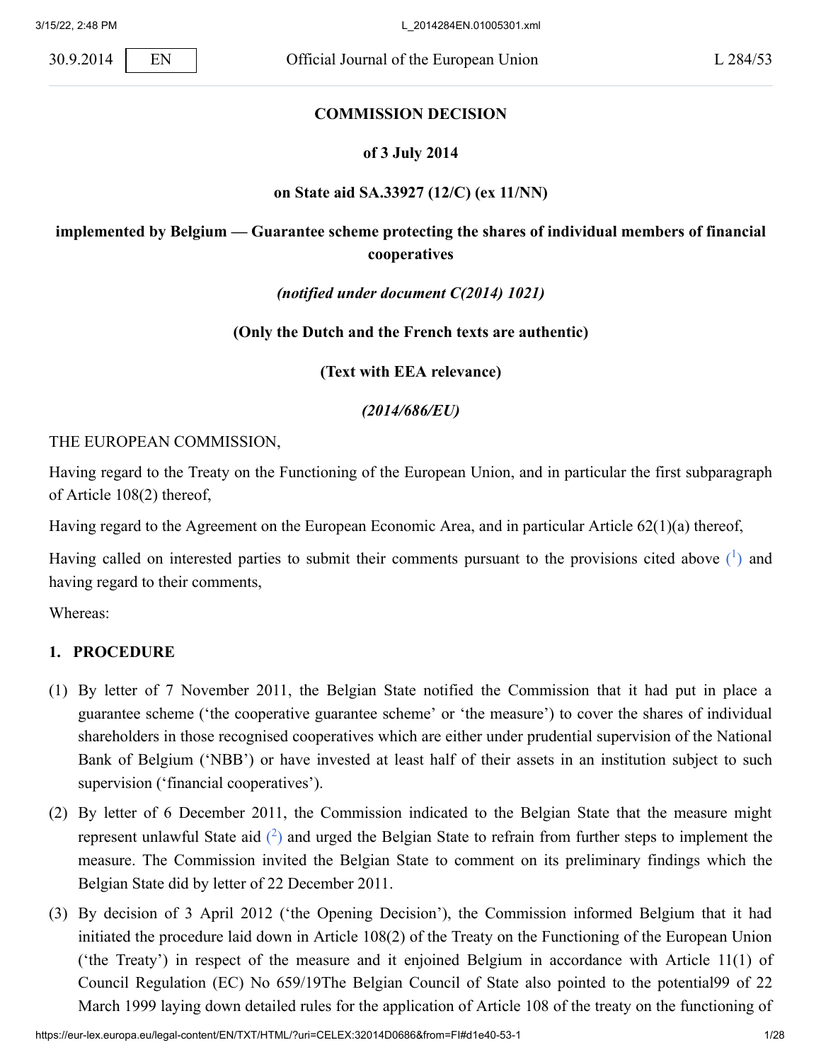30.9.2014 | EN | Official Journal of the European Union | L 284/53

**COMMISSION DECISION**

**of 3 July 2014**

**on State aid SA.33927 (12/C) (ex 11/NN)**

**implemented by Belgium — Guarantee scheme protecting the shares of individual members of financial cooperatives**

*(notified under document C(2014) 1021)*

**(Only the Dutch and the French texts are authentic)**

**(Text with EEA relevance)**

*(2014/686/EU)*

THE EUROPEAN COMMISSION,

Having regard to the Treaty on the Functioning of the European Union, and in particular the first subparagraph of Article 108(2) thereof,

Having regard to the Agreement on the European Economic Area, and in particular Article 62(1)(a) thereof,

Having called on interested parties to submit their comments pursuant to the provisions cited above ([1]) and having regard to their comments,

Whereas:

## 1. PROCEDURE

(1) By letter of 7 November 2011, the Belgian State notified the Commission that it had put in place a guarantee scheme ('the cooperative guarantee scheme' or 'the measure') to cover the shares of individual shareholders in those recognised cooperatives which are either under prudential supervision of the National Bank of Belgium ('NBB') or have invested at least half of their assets in an institution subject to such supervision ('financial cooperatives').

(2) By letter of 6 December 2011, the Commission indicated to the Belgian State that the measure might represent unlawful State aid ([2]) and urged the Belgian State to refrain from further steps to implement the measure. The Commission invited the Belgian State to comment on its preliminary findings which the Belgian State did by letter of 22 December 2011.

(3) By decision of 3 April 2012 ('the Opening Decision'), the Commission informed Belgium that it had initiated the procedure laid down in Article 108(2) of the Treaty on the Functioning of the European Union ('the Treaty') in respect of the measure and it enjoined Belgium in accordance with Article 11(1) of Council Regulation (EC) No 659/19The Belgian Council of State also pointed to the potential99 of 22 March 1999 laying down detailed rules for the application of Article 108 of the treaty on the functioning of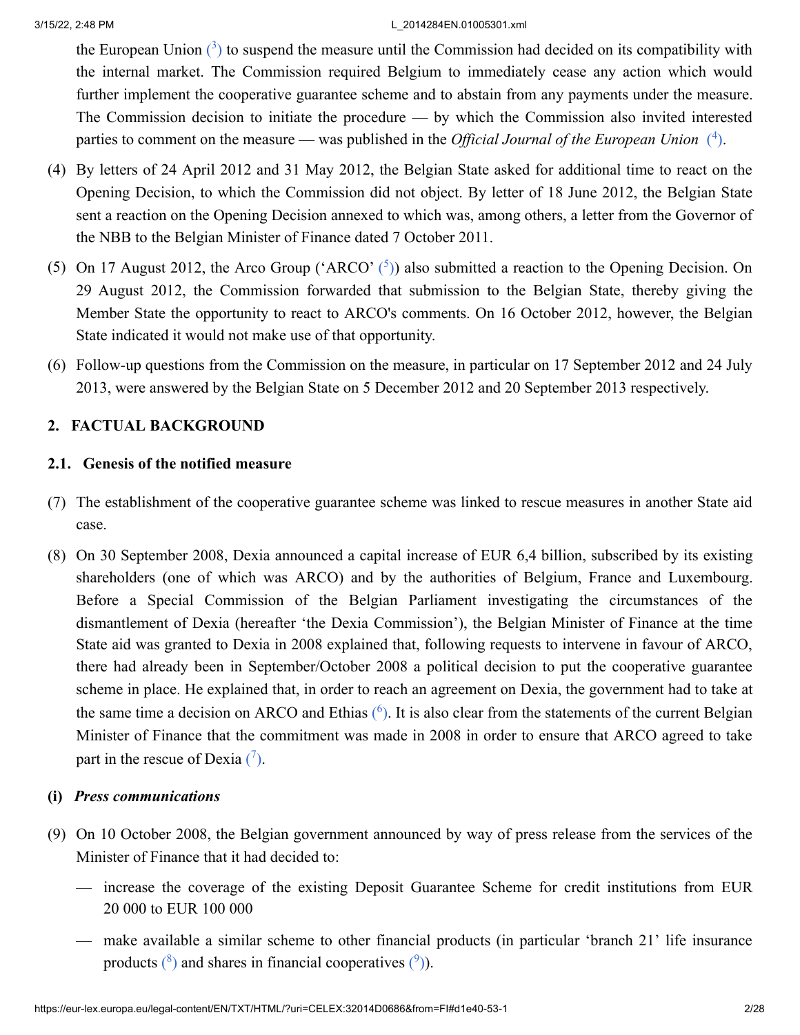the European Union ([3]) to suspend the measure until the Commission had decided on its compatibility with the internal market. The Commission required Belgium to immediately cease any action which would further implement the cooperative guarantee scheme and to abstain from any payments under the measure. The Commission decision to initiate the procedure — by which the Commission also invited interested parties to comment on the measure — was published in the *Official Journal of the European Union* ([4]).

(4) By letters of 24 April 2012 and 31 May 2012, the Belgian State asked for additional time to react on the Opening Decision, to which the Commission did not object. By letter of 18 June 2012, the Belgian State sent a reaction on the Opening Decision annexed to which was, among others, a letter from the Governor of the NBB to the Belgian Minister of Finance dated 7 October 2011.

(5) On 17 August 2012, the Arco Group ('ARCO' ([5])) also submitted a reaction to the Opening Decision. On 29 August 2012, the Commission forwarded that submission to the Belgian State, thereby giving the Member State the opportunity to react to ARCO's comments. On 16 October 2012, however, the Belgian State indicated it would not make use of that opportunity.

(6) Follow-up questions from the Commission on the measure, in particular on 17 September 2012 and 24 July 2013, were answered by the Belgian State on 5 December 2012 and 20 September 2013 respectively.

## 2. FACTUAL BACKGROUND

### 2.1. Genesis of the notified measure

(7) The establishment of the cooperative guarantee scheme was linked to rescue measures in another State aid case.

(8) On 30 September 2008, Dexia announced a capital increase of EUR 6,4 billion, subscribed by its existing shareholders (one of which was ARCO) and by the authorities of Belgium, France and Luxembourg. Before a Special Commission of the Belgian Parliament investigating the circumstances of the dismantlement of Dexia (hereafter 'the Dexia Commission'), the Belgian Minister of Finance at the time State aid was granted to Dexia in 2008 explained that, following requests to intervene in favour of ARCO, there had already been in September/October 2008 a political decision to put the cooperative guarantee scheme in place. He explained that, in order to reach an agreement on Dexia, the government had to take at the same time a decision on ARCO and Ethias ([6]). It is also clear from the statements of the current Belgian Minister of Finance that the commitment was made in 2008 in order to ensure that ARCO agreed to take part in the rescue of Dexia ([7]).

#### (i) *Press communications*

(9) On 10 October 2008, the Belgian government announced by way of press release from the services of the Minister of Finance that it had decided to:

- increase the coverage of the existing Deposit Guarantee Scheme for credit institutions from EUR 20 000 to EUR 100 000
- make available a similar scheme to other financial products (in particular 'branch 21' life insurance products ([8]) and shares in financial cooperatives ([9])).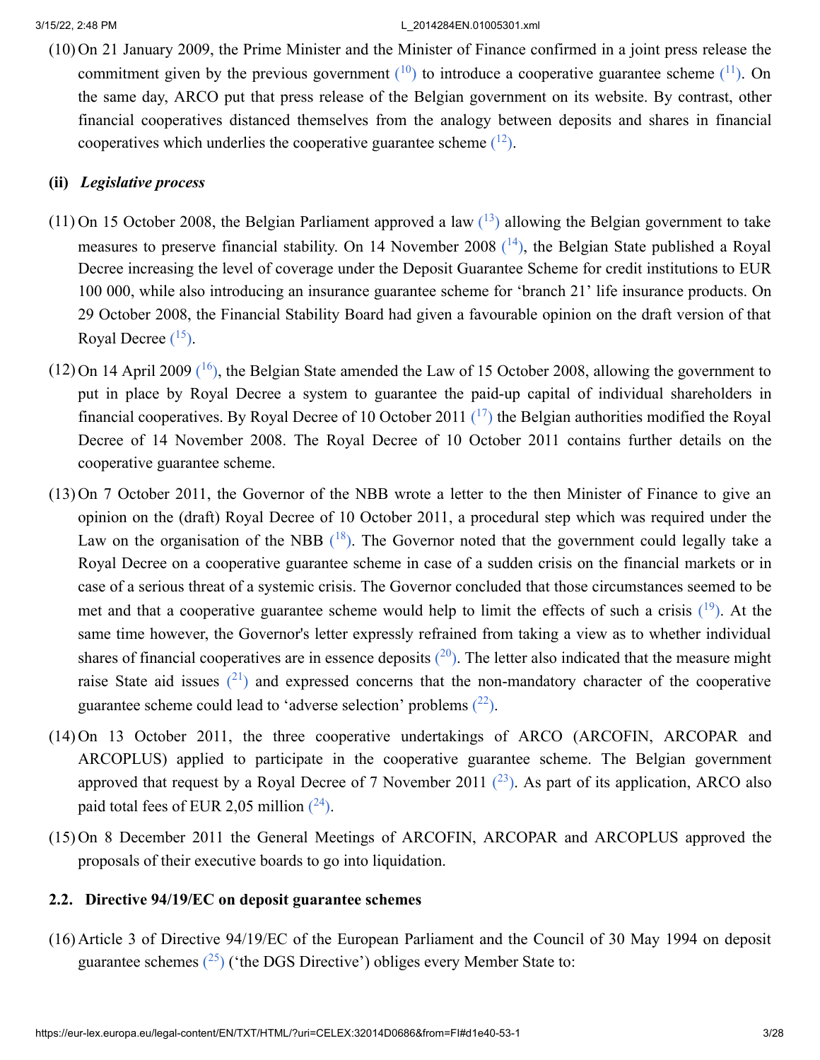(10) On 21 January 2009, the Prime Minister and the Minister of Finance confirmed in a joint press release the commitment given by the previous government [10] to introduce a cooperative guarantee scheme [11]. On the same day, ARCO put that press release of the Belgian government on its website. By contrast, other financial cooperatives distanced themselves from the analogy between deposits and shares in financial cooperatives which underlies the cooperative guarantee scheme [12].

**(ii)** ***Legislative process***

(11) On 15 October 2008, the Belgian Parliament approved a law [13] allowing the Belgian government to take measures to preserve financial stability. On 14 November 2008 [14], the Belgian State published a Royal Decree increasing the level of coverage under the Deposit Guarantee Scheme for credit institutions to EUR 100 000, while also introducing an insurance guarantee scheme for 'branch 21' life insurance products. On 29 October 2008, the Financial Stability Board had given a favourable opinion on the draft version of that Royal Decree [15].

(12) On 14 April 2009 [16], the Belgian State amended the Law of 15 October 2008, allowing the government to put in place by Royal Decree a system to guarantee the paid-up capital of individual shareholders in financial cooperatives. By Royal Decree of 10 October 2011 [17] the Belgian authorities modified the Royal Decree of 14 November 2008. The Royal Decree of 10 October 2011 contains further details on the cooperative guarantee scheme.

(13) On 7 October 2011, the Governor of the NBB wrote a letter to the then Minister of Finance to give an opinion on the (draft) Royal Decree of 10 October 2011, a procedural step which was required under the Law on the organisation of the NBB [18]. The Governor noted that the government could legally take a Royal Decree on a cooperative guarantee scheme in case of a sudden crisis on the financial markets or in case of a serious threat of a systemic crisis. The Governor concluded that those circumstances seemed to be met and that a cooperative guarantee scheme would help to limit the effects of such a crisis [19]. At the same time however, the Governor's letter expressly refrained from taking a view as to whether individual shares of financial cooperatives are in essence deposits [20]. The letter also indicated that the measure might raise State aid issues [21] and expressed concerns that the non-mandatory character of the cooperative guarantee scheme could lead to 'adverse selection' problems [22].

(14) On 13 October 2011, the three cooperative undertakings of ARCO (ARCOFIN, ARCOPAR and ARCOPLUS) applied to participate in the cooperative guarantee scheme. The Belgian government approved that request by a Royal Decree of 7 November 2011 [23]. As part of its application, ARCO also paid total fees of EUR 2,05 million [24].

(15) On 8 December 2011 the General Meetings of ARCOFIN, ARCOPAR and ARCOPLUS approved the proposals of their executive boards to go into liquidation.

### 2.2. Directive 94/19/EC on deposit guarantee schemes

(16) Article 3 of Directive 94/19/EC of the European Parliament and the Council of 30 May 1994 on deposit guarantee schemes [25] ('the DGS Directive') obliges every Member State to: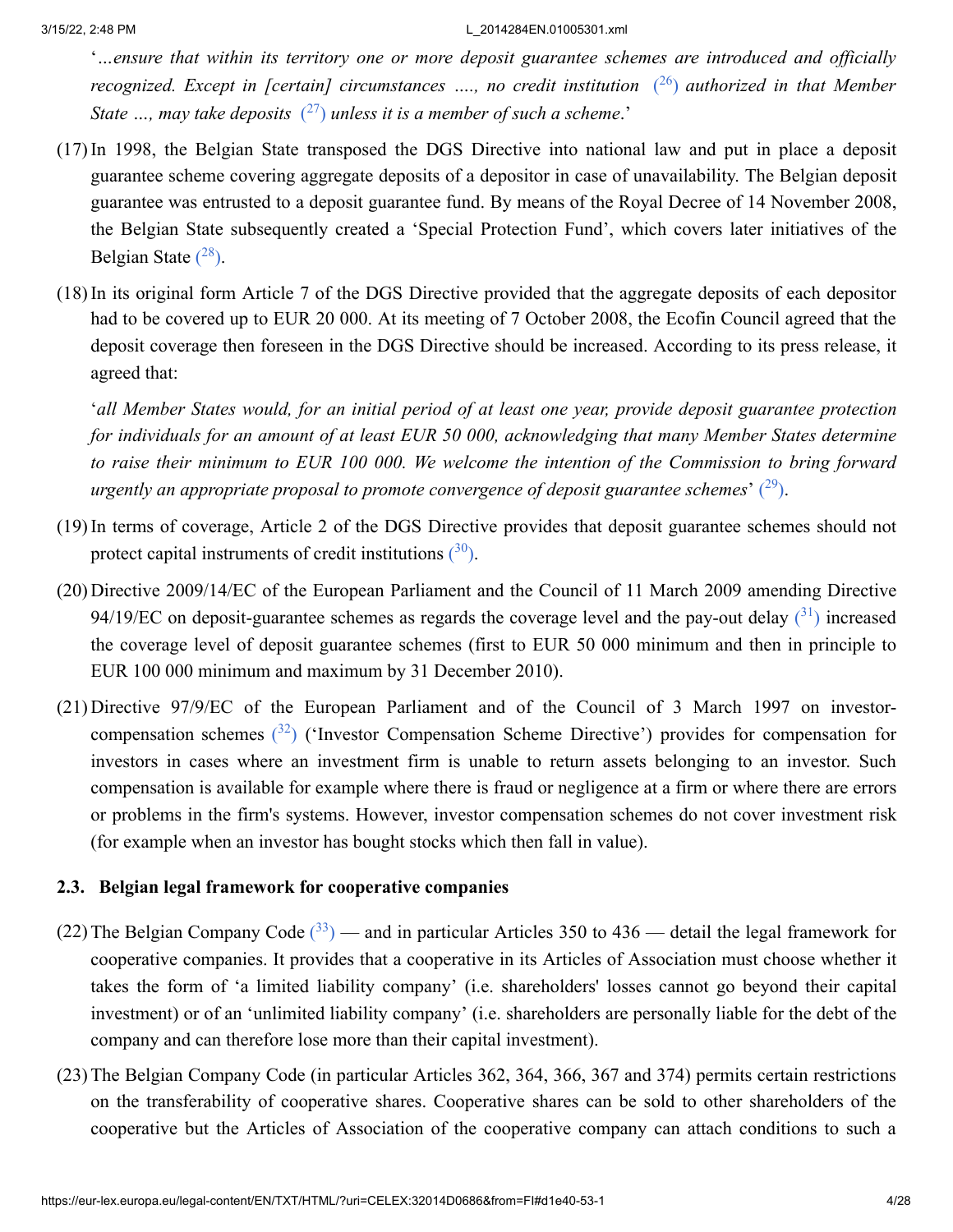'*…ensure that within its territory one or more deposit guarantee schemes are introduced and officially recognized. Except in [certain] circumstances …., no credit institution* [26] *authorized in that Member State …, may take deposits* [27] *unless it is a member of such a scheme*.'

(17) In 1998, the Belgian State transposed the DGS Directive into national law and put in place a deposit guarantee scheme covering aggregate deposits of a depositor in case of unavailability. The Belgian deposit guarantee was entrusted to a deposit guarantee fund. By means of the Royal Decree of 14 November 2008, the Belgian State subsequently created a 'Special Protection Fund', which covers later initiatives of the Belgian State [28].

(18) In its original form Article 7 of the DGS Directive provided that the aggregate deposits of each depositor had to be covered up to EUR 20 000. At its meeting of 7 October 2008, the Ecofin Council agreed that the deposit coverage then foreseen in the DGS Directive should be increased. According to its press release, it agreed that:

'*all Member States would, for an initial period of at least one year, provide deposit guarantee protection for individuals for an amount of at least EUR 50 000, acknowledging that many Member States determine to raise their minimum to EUR 100 000. We welcome the intention of the Commission to bring forward urgently an appropriate proposal to promote convergence of deposit guarantee schemes*' [29].

(19) In terms of coverage, Article 2 of the DGS Directive provides that deposit guarantee schemes should not protect capital instruments of credit institutions [30].

(20) Directive 2009/14/EC of the European Parliament and the Council of 11 March 2009 amending Directive 94/19/EC on deposit-guarantee schemes as regards the coverage level and the pay-out delay [31] increased the coverage level of deposit guarantee schemes (first to EUR 50 000 minimum and then in principle to EUR 100 000 minimum and maximum by 31 December 2010).

(21) Directive 97/9/EC of the European Parliament and of the Council of 3 March 1997 on investor-compensation schemes [32] ('Investor Compensation Scheme Directive') provides for compensation for investors in cases where an investment firm is unable to return assets belonging to an investor. Such compensation is available for example where there is fraud or negligence at a firm or where there are errors or problems in the firm's systems. However, investor compensation schemes do not cover investment risk (for example when an investor has bought stocks which then fall in value).

### 2.3. Belgian legal framework for cooperative companies

(22) The Belgian Company Code [33] — and in particular Articles 350 to 436 — detail the legal framework for cooperative companies. It provides that a cooperative in its Articles of Association must choose whether it takes the form of 'a limited liability company' (i.e. shareholders' losses cannot go beyond their capital investment) or of an 'unlimited liability company' (i.e. shareholders are personally liable for the debt of the company and can therefore lose more than their capital investment).

(23) The Belgian Company Code (in particular Articles 362, 364, 366, 367 and 374) permits certain restrictions on the transferability of cooperative shares. Cooperative shares can be sold to other shareholders of the cooperative but the Articles of Association of the cooperative company can attach conditions to such a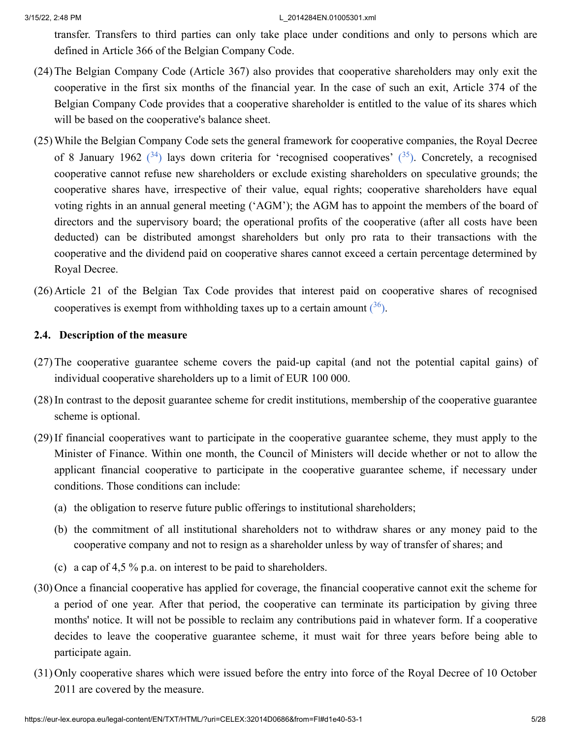transfer. Transfers to third parties can only take place under conditions and only to persons which are defined in Article 366 of the Belgian Company Code.

(24) The Belgian Company Code (Article 367) also provides that cooperative shareholders may only exit the cooperative in the first six months of the financial year. In the case of such an exit, Article 374 of the Belgian Company Code provides that a cooperative shareholder is entitled to the value of its shares which will be based on the cooperative's balance sheet.

(25) While the Belgian Company Code sets the general framework for cooperative companies, the Royal Decree of 8 January 1962 [34] lays down criteria for 'recognised cooperatives' [35]. Concretely, a recognised cooperative cannot refuse new shareholders or exclude existing shareholders on speculative grounds; the cooperative shares have, irrespective of their value, equal rights; cooperative shareholders have equal voting rights in an annual general meeting ('AGM'); the AGM has to appoint the members of the board of directors and the supervisory board; the operational profits of the cooperative (after all costs have been deducted) can be distributed amongst shareholders but only pro rata to their transactions with the cooperative and the dividend paid on cooperative shares cannot exceed a certain percentage determined by Royal Decree.

(26) Article 21 of the Belgian Tax Code provides that interest paid on cooperative shares of recognised cooperatives is exempt from withholding taxes up to a certain amount [36].

### 2.4. Description of the measure

(27) The cooperative guarantee scheme covers the paid-up capital (and not the potential capital gains) of individual cooperative shareholders up to a limit of EUR 100 000.

(28) In contrast to the deposit guarantee scheme for credit institutions, membership of the cooperative guarantee scheme is optional.

(29) If financial cooperatives want to participate in the cooperative guarantee scheme, they must apply to the Minister of Finance. Within one month, the Council of Ministers will decide whether or not to allow the applicant financial cooperative to participate in the cooperative guarantee scheme, if necessary under conditions. Those conditions can include:

- (a) the obligation to reserve future public offerings to institutional shareholders;
- (b) the commitment of all institutional shareholders not to withdraw shares or any money paid to the cooperative company and not to resign as a shareholder unless by way of transfer of shares; and
- (c) a cap of 4,5 % p.a. on interest to be paid to shareholders.

(30) Once a financial cooperative has applied for coverage, the financial cooperative cannot exit the scheme for a period of one year. After that period, the cooperative can terminate its participation by giving three months' notice. It will not be possible to reclaim any contributions paid in whatever form. If a cooperative decides to leave the cooperative guarantee scheme, it must wait for three years before being able to participate again.

(31) Only cooperative shares which were issued before the entry into force of the Royal Decree of 10 October 2011 are covered by the measure.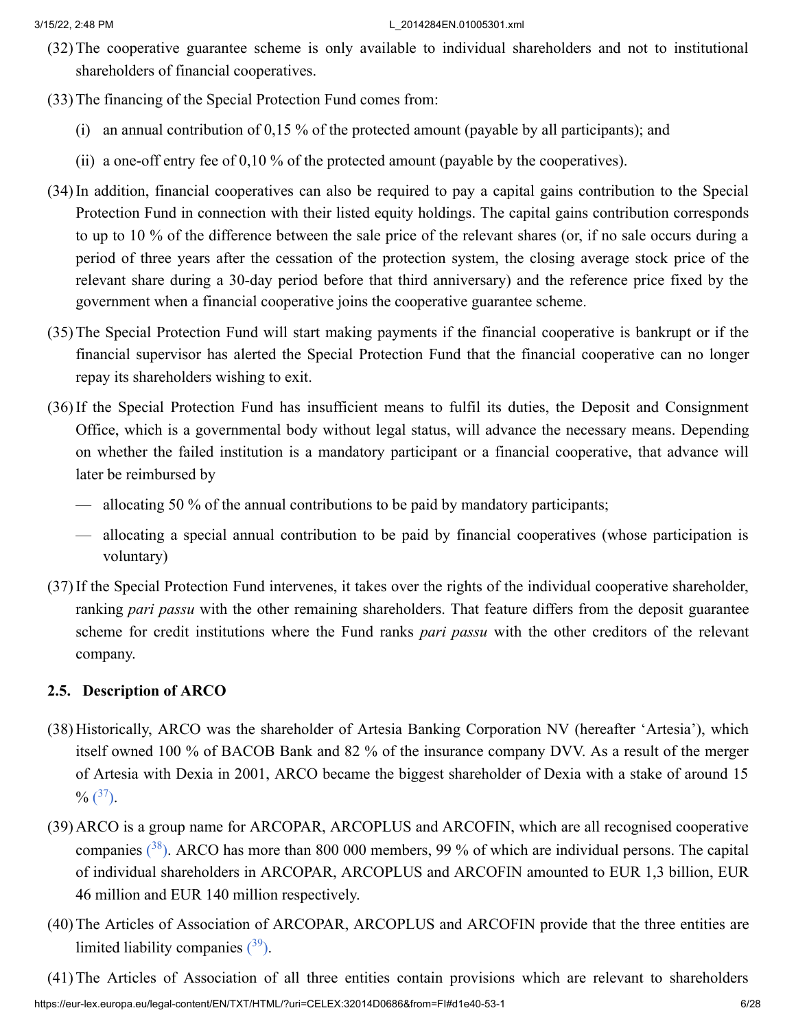(32) The cooperative guarantee scheme is only available to individual shareholders and not to institutional shareholders of financial cooperatives.

(33) The financing of the Special Protection Fund comes from:

(i) an annual contribution of 0,15 % of the protected amount (payable by all participants); and

(ii) a one-off entry fee of 0,10 % of the protected amount (payable by the cooperatives).

(34) In addition, financial cooperatives can also be required to pay a capital gains contribution to the Special Protection Fund in connection with their listed equity holdings. The capital gains contribution corresponds to up to 10 % of the difference between the sale price of the relevant shares (or, if no sale occurs during a period of three years after the cessation of the protection system, the closing average stock price of the relevant share during a 30-day period before that third anniversary) and the reference price fixed by the government when a financial cooperative joins the cooperative guarantee scheme.

(35) The Special Protection Fund will start making payments if the financial cooperative is bankrupt or if the financial supervisor has alerted the Special Protection Fund that the financial cooperative can no longer repay its shareholders wishing to exit.

(36) If the Special Protection Fund has insufficient means to fulfil its duties, the Deposit and Consignment Office, which is a governmental body without legal status, will advance the necessary means. Depending on whether the failed institution is a mandatory participant or a financial cooperative, that advance will later be reimbursed by

— allocating 50 % of the annual contributions to be paid by mandatory participants;

— allocating a special annual contribution to be paid by financial cooperatives (whose participation is voluntary)

(37) If the Special Protection Fund intervenes, it takes over the rights of the individual cooperative shareholder, ranking *pari passu* with the other remaining shareholders. That feature differs from the deposit guarantee scheme for credit institutions where the Fund ranks *pari passu* with the other creditors of the relevant company.

### 2.5. Description of ARCO

(38) Historically, ARCO was the shareholder of Artesia Banking Corporation NV (hereafter 'Artesia'), which itself owned 100 % of BACOB Bank and 82 % of the insurance company DVV. As a result of the merger of Artesia with Dexia in 2001, ARCO became the biggest shareholder of Dexia with a stake of around 15 % ([37]).

(39) ARCO is a group name for ARCOPAR, ARCOPLUS and ARCOFIN, which are all recognised cooperative companies ([38]). ARCO has more than 800 000 members, 99 % of which are individual persons. The capital of individual shareholders in ARCOPAR, ARCOPLUS and ARCOFIN amounted to EUR 1,3 billion, EUR 46 million and EUR 140 million respectively.

(40) The Articles of Association of ARCOPAR, ARCOPLUS and ARCOFIN provide that the three entities are limited liability companies ([39]).

(41) The Articles of Association of all three entities contain provisions which are relevant to shareholders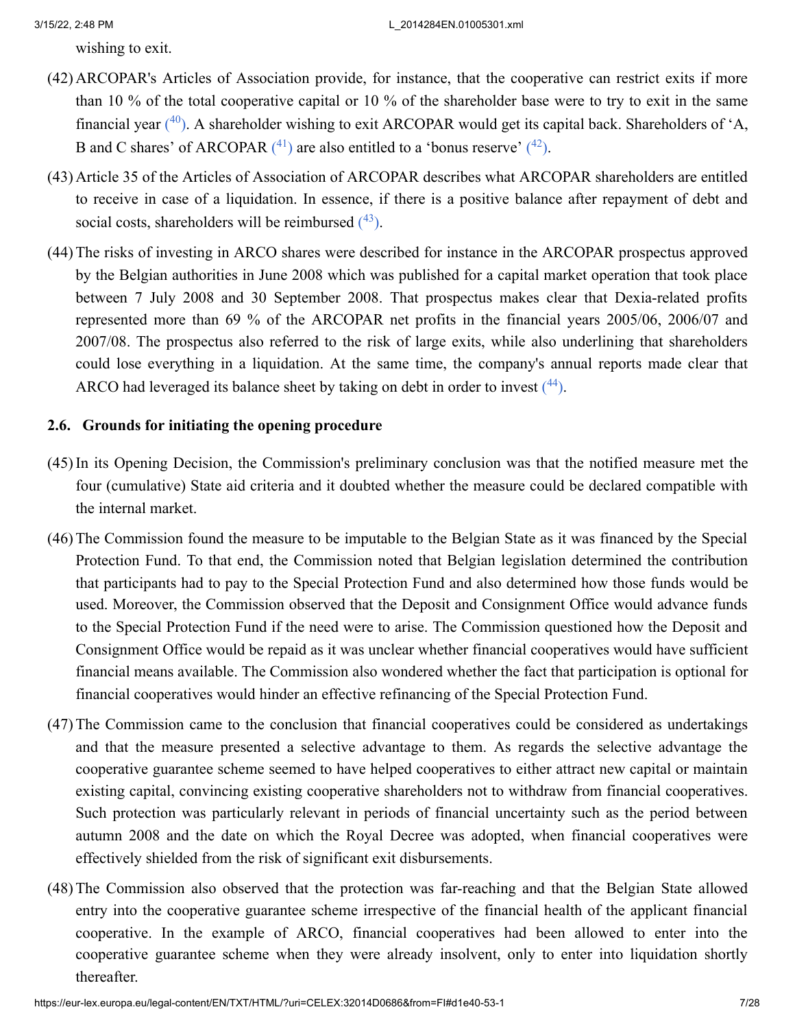wishing to exit.

(42) ARCOPAR's Articles of Association provide, for instance, that the cooperative can restrict exits if more than 10 % of the total cooperative capital or 10 % of the shareholder base were to try to exit in the same financial year [(40)]. A shareholder wishing to exit ARCOPAR would get its capital back. Shareholders of 'A, B and C shares' of ARCOPAR [(41)] are also entitled to a 'bonus reserve' [(42)].

(43) Article 35 of the Articles of Association of ARCOPAR describes what ARCOPAR shareholders are entitled to receive in case of a liquidation. In essence, if there is a positive balance after repayment of debt and social costs, shareholders will be reimbursed [(43)].

(44) The risks of investing in ARCO shares were described for instance in the ARCOPAR prospectus approved by the Belgian authorities in June 2008 which was published for a capital market operation that took place between 7 July 2008 and 30 September 2008. That prospectus makes clear that Dexia-related profits represented more than 69 % of the ARCOPAR net profits in the financial years 2005/06, 2006/07 and 2007/08. The prospectus also referred to the risk of large exits, while also underlining that shareholders could lose everything in a liquidation. At the same time, the company's annual reports made clear that ARCO had leveraged its balance sheet by taking on debt in order to invest [(44)].

### 2.6. Grounds for initiating the opening procedure

(45) In its Opening Decision, the Commission's preliminary conclusion was that the notified measure met the four (cumulative) State aid criteria and it doubted whether the measure could be declared compatible with the internal market.

(46) The Commission found the measure to be imputable to the Belgian State as it was financed by the Special Protection Fund. To that end, the Commission noted that Belgian legislation determined the contribution that participants had to pay to the Special Protection Fund and also determined how those funds would be used. Moreover, the Commission observed that the Deposit and Consignment Office would advance funds to the Special Protection Fund if the need were to arise. The Commission questioned how the Deposit and Consignment Office would be repaid as it was unclear whether financial cooperatives would have sufficient financial means available. The Commission also wondered whether the fact that participation is optional for financial cooperatives would hinder an effective refinancing of the Special Protection Fund.

(47) The Commission came to the conclusion that financial cooperatives could be considered as undertakings and that the measure presented a selective advantage to them. As regards the selective advantage the cooperative guarantee scheme seemed to have helped cooperatives to either attract new capital or maintain existing capital, convincing existing cooperative shareholders not to withdraw from financial cooperatives. Such protection was particularly relevant in periods of financial uncertainty such as the period between autumn 2008 and the date on which the Royal Decree was adopted, when financial cooperatives were effectively shielded from the risk of significant exit disbursements.

(48) The Commission also observed that the protection was far-reaching and that the Belgian State allowed entry into the cooperative guarantee scheme irrespective of the financial health of the applicant financial cooperative. In the example of ARCO, financial cooperatives had been allowed to enter into the cooperative guarantee scheme when they were already insolvent, only to enter into liquidation shortly thereafter.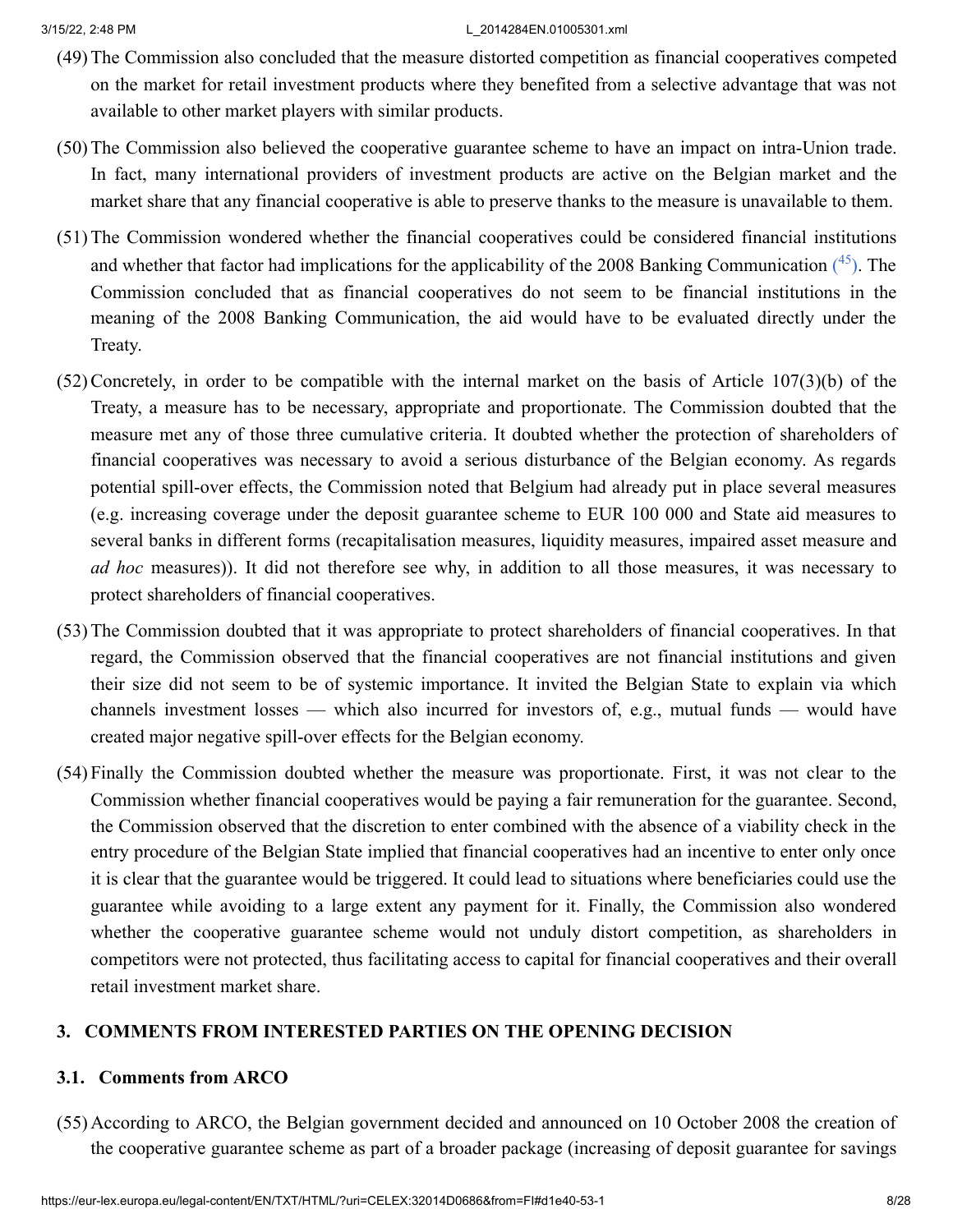(49) The Commission also concluded that the measure distorted competition as financial cooperatives competed on the market for retail investment products where they benefited from a selective advantage that was not available to other market players with similar products.

(50) The Commission also believed the cooperative guarantee scheme to have an impact on intra-Union trade. In fact, many international providers of investment products are active on the Belgian market and the market share that any financial cooperative is able to preserve thanks to the measure is unavailable to them.

(51) The Commission wondered whether the financial cooperatives could be considered financial institutions and whether that factor had implications for the applicability of the 2008 Banking Communication [45]. The Commission concluded that as financial cooperatives do not seem to be financial institutions in the meaning of the 2008 Banking Communication, the aid would have to be evaluated directly under the Treaty.

(52) Concretely, in order to be compatible with the internal market on the basis of Article 107(3)(b) of the Treaty, a measure has to be necessary, appropriate and proportionate. The Commission doubted that the measure met any of those three cumulative criteria. It doubted whether the protection of shareholders of financial cooperatives was necessary to avoid a serious disturbance of the Belgian economy. As regards potential spill-over effects, the Commission noted that Belgium had already put in place several measures (e.g. increasing coverage under the deposit guarantee scheme to EUR 100 000 and State aid measures to several banks in different forms (recapitalisation measures, liquidity measures, impaired asset measure and *ad hoc* measures)). It did not therefore see why, in addition to all those measures, it was necessary to protect shareholders of financial cooperatives.

(53) The Commission doubted that it was appropriate to protect shareholders of financial cooperatives. In that regard, the Commission observed that the financial cooperatives are not financial institutions and given their size did not seem to be of systemic importance. It invited the Belgian State to explain via which channels investment losses — which also incurred for investors of, e.g., mutual funds — would have created major negative spill-over effects for the Belgian economy.

(54) Finally the Commission doubted whether the measure was proportionate. First, it was not clear to the Commission whether financial cooperatives would be paying a fair remuneration for the guarantee. Second, the Commission observed that the discretion to enter combined with the absence of a viability check in the entry procedure of the Belgian State implied that financial cooperatives had an incentive to enter only once it is clear that the guarantee would be triggered. It could lead to situations where beneficiaries could use the guarantee while avoiding to a large extent any payment for it. Finally, the Commission also wondered whether the cooperative guarantee scheme would not unduly distort competition, as shareholders in competitors were not protected, thus facilitating access to capital for financial cooperatives and their overall retail investment market share.

## 3. COMMENTS FROM INTERESTED PARTIES ON THE OPENING DECISION

### 3.1. Comments from ARCO

(55) According to ARCO, the Belgian government decided and announced on 10 October 2008 the creation of the cooperative guarantee scheme as part of a broader package (increasing of deposit guarantee for savings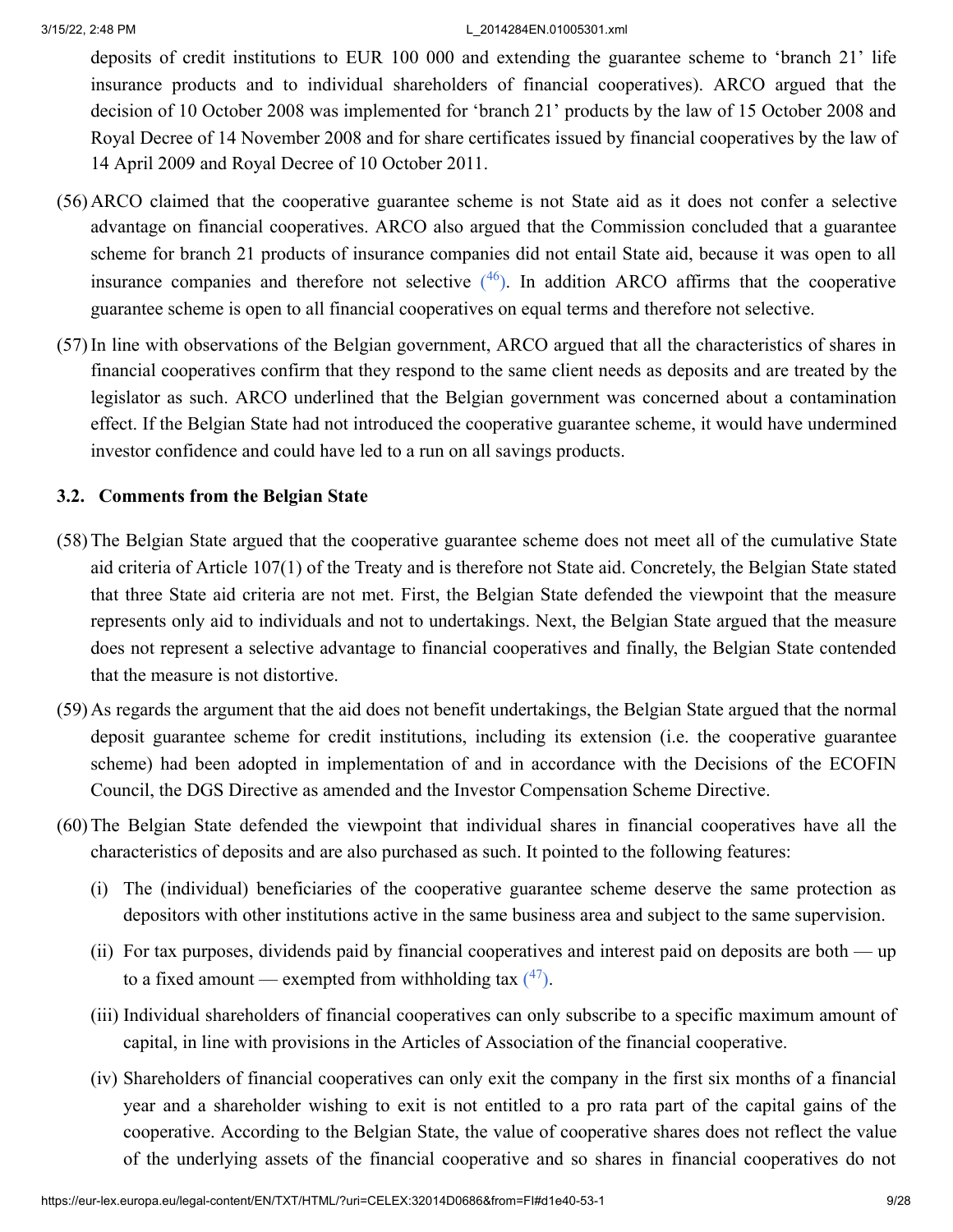deposits of credit institutions to EUR 100 000 and extending the guarantee scheme to 'branch 21' life insurance products and to individual shareholders of financial cooperatives). ARCO argued that the decision of 10 October 2008 was implemented for 'branch 21' products by the law of 15 October 2008 and Royal Decree of 14 November 2008 and for share certificates issued by financial cooperatives by the law of 14 April 2009 and Royal Decree of 10 October 2011.

(56) ARCO claimed that the cooperative guarantee scheme is not State aid as it does not confer a selective advantage on financial cooperatives. ARCO also argued that the Commission concluded that a guarantee scheme for branch 21 products of insurance companies did not entail State aid, because it was open to all insurance companies and therefore not selective ([46]). In addition ARCO affirms that the cooperative guarantee scheme is open to all financial cooperatives on equal terms and therefore not selective.

(57) In line with observations of the Belgian government, ARCO argued that all the characteristics of shares in financial cooperatives confirm that they respond to the same client needs as deposits and are treated by the legislator as such. ARCO underlined that the Belgian government was concerned about a contamination effect. If the Belgian State had not introduced the cooperative guarantee scheme, it would have undermined investor confidence and could have led to a run on all savings products.

### 3.2. Comments from the Belgian State

(58) The Belgian State argued that the cooperative guarantee scheme does not meet all of the cumulative State aid criteria of Article 107(1) of the Treaty and is therefore not State aid. Concretely, the Belgian State stated that three State aid criteria are not met. First, the Belgian State defended the viewpoint that the measure represents only aid to individuals and not to undertakings. Next, the Belgian State argued that the measure does not represent a selective advantage to financial cooperatives and finally, the Belgian State contended that the measure is not distortive.

(59) As regards the argument that the aid does not benefit undertakings, the Belgian State argued that the normal deposit guarantee scheme for credit institutions, including its extension (i.e. the cooperative guarantee scheme) had been adopted in implementation of and in accordance with the Decisions of the ECOFIN Council, the DGS Directive as amended and the Investor Compensation Scheme Directive.

(60) The Belgian State defended the viewpoint that individual shares in financial cooperatives have all the characteristics of deposits and are also purchased as such. It pointed to the following features:

(i) The (individual) beneficiaries of the cooperative guarantee scheme deserve the same protection as depositors with other institutions active in the same business area and subject to the same supervision.

(ii) For tax purposes, dividends paid by financial cooperatives and interest paid on deposits are both — up to a fixed amount — exempted from withholding tax ([47]).

(iii) Individual shareholders of financial cooperatives can only subscribe to a specific maximum amount of capital, in line with provisions in the Articles of Association of the financial cooperative.

(iv) Shareholders of financial cooperatives can only exit the company in the first six months of a financial year and a shareholder wishing to exit is not entitled to a pro rata part of the capital gains of the cooperative. According to the Belgian State, the value of cooperative shares does not reflect the value of the underlying assets of the financial cooperative and so shares in financial cooperatives do not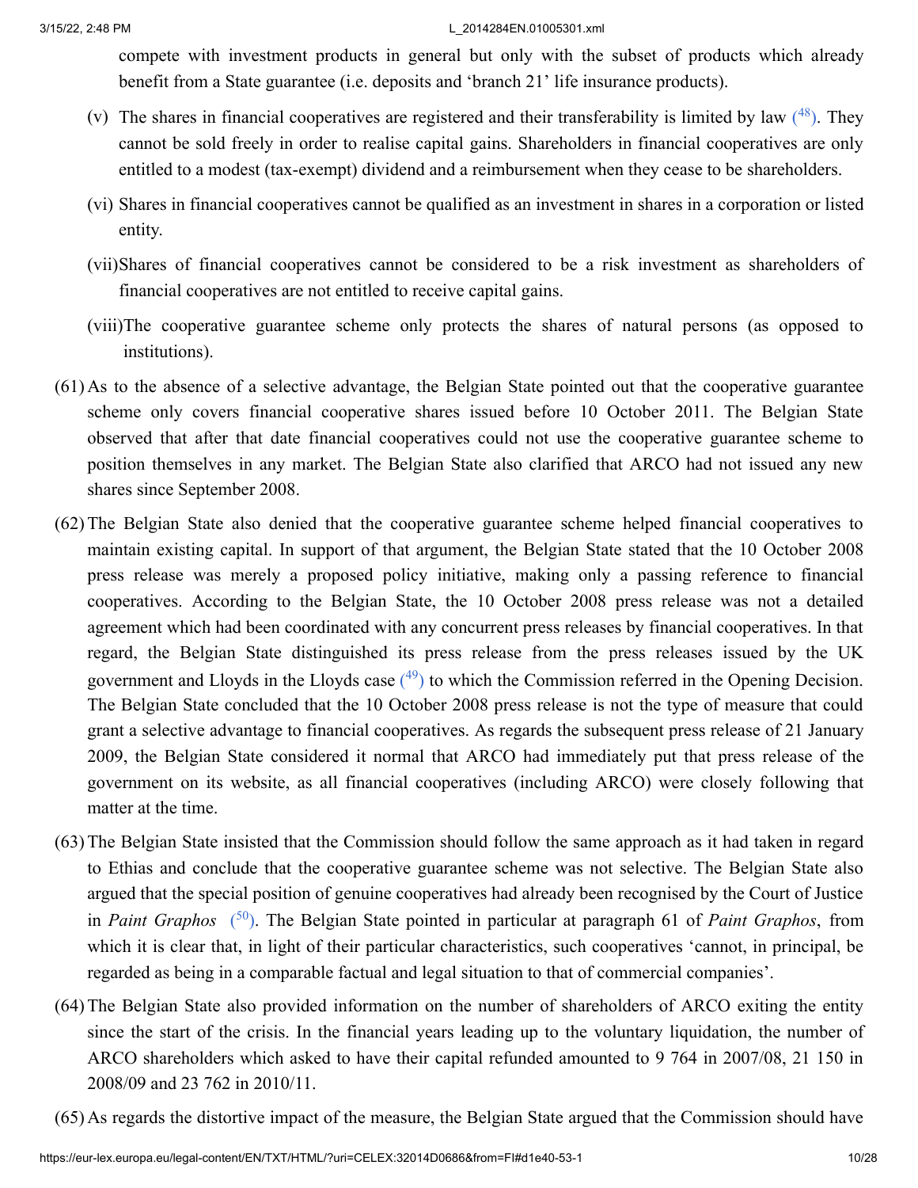compete with investment products in general but only with the subset of products which already benefit from a State guarantee (i.e. deposits and 'branch 21' life insurance products).

(v) The shares in financial cooperatives are registered and their transferability is limited by law [48]. They cannot be sold freely in order to realise capital gains. Shareholders in financial cooperatives are only entitled to a modest (tax-exempt) dividend and a reimbursement when they cease to be shareholders.

(vi) Shares in financial cooperatives cannot be qualified as an investment in shares in a corporation or listed entity.

(vii) Shares of financial cooperatives cannot be considered to be a risk investment as shareholders of financial cooperatives are not entitled to receive capital gains.

(viii) The cooperative guarantee scheme only protects the shares of natural persons (as opposed to institutions).

(61) As to the absence of a selective advantage, the Belgian State pointed out that the cooperative guarantee scheme only covers financial cooperative shares issued before 10 October 2011. The Belgian State observed that after that date financial cooperatives could not use the cooperative guarantee scheme to position themselves in any market. The Belgian State also clarified that ARCO had not issued any new shares since September 2008.

(62) The Belgian State also denied that the cooperative guarantee scheme helped financial cooperatives to maintain existing capital. In support of that argument, the Belgian State stated that the 10 October 2008 press release was merely a proposed policy initiative, making only a passing reference to financial cooperatives. According to the Belgian State, the 10 October 2008 press release was not a detailed agreement which had been coordinated with any concurrent press releases by financial cooperatives. In that regard, the Belgian State distinguished its press release from the press releases issued by the UK government and Lloyds in the Lloyds case [49] to which the Commission referred in the Opening Decision. The Belgian State concluded that the 10 October 2008 press release is not the type of measure that could grant a selective advantage to financial cooperatives. As regards the subsequent press release of 21 January 2009, the Belgian State considered it normal that ARCO had immediately put that press release of the government on its website, as all financial cooperatives (including ARCO) were closely following that matter at the time.

(63) The Belgian State insisted that the Commission should follow the same approach as it had taken in regard to Ethias and conclude that the cooperative guarantee scheme was not selective. The Belgian State also argued that the special position of genuine cooperatives had already been recognised by the Court of Justice in *Paint Graphos* [50]. The Belgian State pointed in particular at paragraph 61 of *Paint Graphos*, from which it is clear that, in light of their particular characteristics, such cooperatives 'cannot, in principal, be regarded as being in a comparable factual and legal situation to that of commercial companies'.

(64) The Belgian State also provided information on the number of shareholders of ARCO exiting the entity since the start of the crisis. In the financial years leading up to the voluntary liquidation, the number of ARCO shareholders which asked to have their capital refunded amounted to 9 764 in 2007/08, 21 150 in 2008/09 and 23 762 in 2010/11.

(65) As regards the distortive impact of the measure, the Belgian State argued that the Commission should have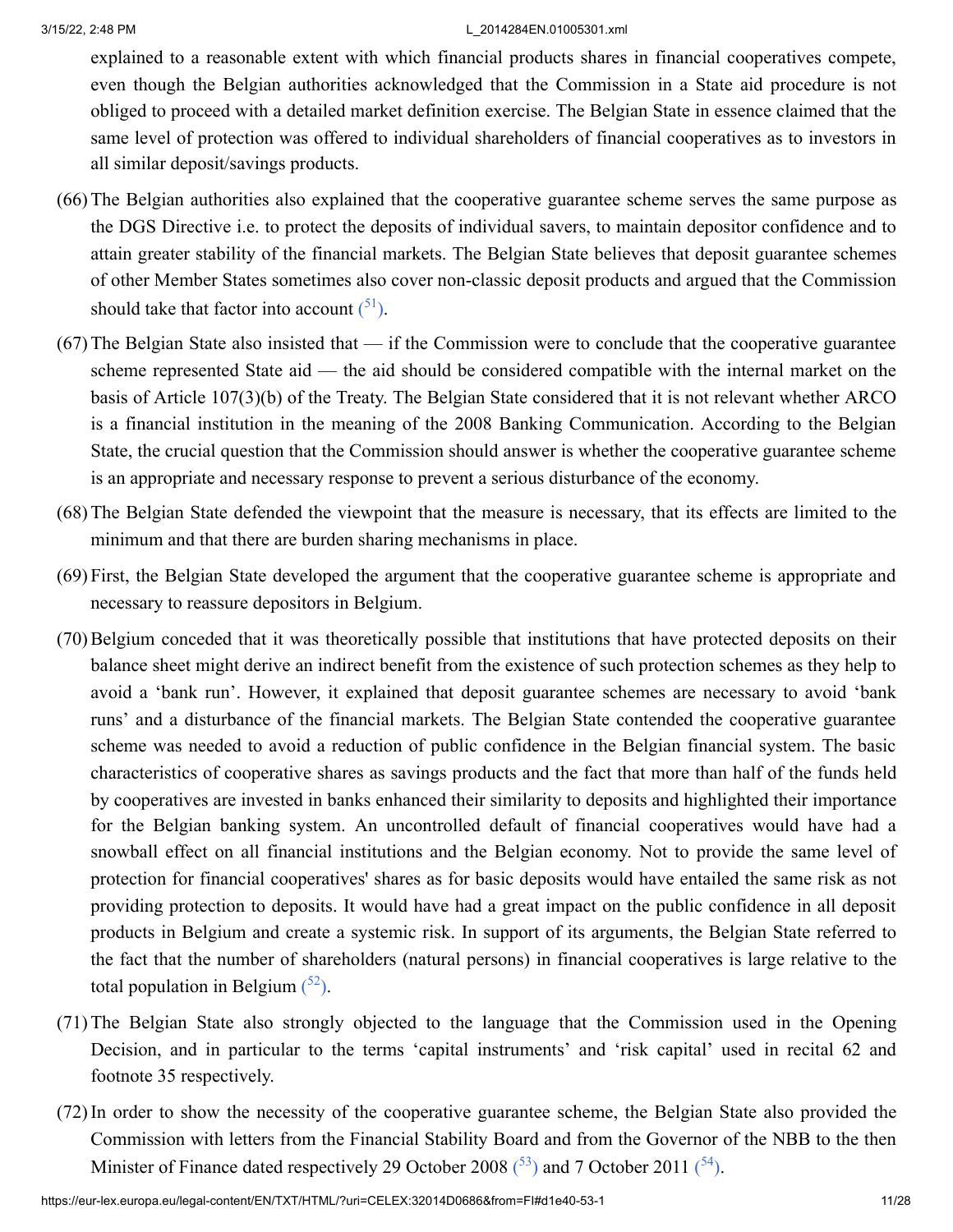explained to a reasonable extent with which financial products shares in financial cooperatives compete, even though the Belgian authorities acknowledged that the Commission in a State aid procedure is not obliged to proceed with a detailed market definition exercise. The Belgian State in essence claimed that the same level of protection was offered to individual shareholders of financial cooperatives as to investors in all similar deposit/savings products.

(66) The Belgian authorities also explained that the cooperative guarantee scheme serves the same purpose as the DGS Directive i.e. to protect the deposits of individual savers, to maintain depositor confidence and to attain greater stability of the financial markets. The Belgian State believes that deposit guarantee schemes of other Member States sometimes also cover non-classic deposit products and argued that the Commission should take that factor into account ([51]).

(67) The Belgian State also insisted that — if the Commission were to conclude that the cooperative guarantee scheme represented State aid — the aid should be considered compatible with the internal market on the basis of Article 107(3)(b) of the Treaty. The Belgian State considered that it is not relevant whether ARCO is a financial institution in the meaning of the 2008 Banking Communication. According to the Belgian State, the crucial question that the Commission should answer is whether the cooperative guarantee scheme is an appropriate and necessary response to prevent a serious disturbance of the economy.

(68) The Belgian State defended the viewpoint that the measure is necessary, that its effects are limited to the minimum and that there are burden sharing mechanisms in place.

(69) First, the Belgian State developed the argument that the cooperative guarantee scheme is appropriate and necessary to reassure depositors in Belgium.

(70) Belgium conceded that it was theoretically possible that institutions that have protected deposits on their balance sheet might derive an indirect benefit from the existence of such protection schemes as they help to avoid a 'bank run'. However, it explained that deposit guarantee schemes are necessary to avoid 'bank runs' and a disturbance of the financial markets. The Belgian State contended the cooperative guarantee scheme was needed to avoid a reduction of public confidence in the Belgian financial system. The basic characteristics of cooperative shares as savings products and the fact that more than half of the funds held by cooperatives are invested in banks enhanced their similarity to deposits and highlighted their importance for the Belgian banking system. An uncontrolled default of financial cooperatives would have had a snowball effect on all financial institutions and the Belgian economy. Not to provide the same level of protection for financial cooperatives' shares as for basic deposits would have entailed the same risk as not providing protection to deposits. It would have had a great impact on the public confidence in all deposit products in Belgium and create a systemic risk. In support of its arguments, the Belgian State referred to the fact that the number of shareholders (natural persons) in financial cooperatives is large relative to the total population in Belgium ([52]).

(71) The Belgian State also strongly objected to the language that the Commission used in the Opening Decision, and in particular to the terms 'capital instruments' and 'risk capital' used in recital 62 and footnote 35 respectively.

(72) In order to show the necessity of the cooperative guarantee scheme, the Belgian State also provided the Commission with letters from the Financial Stability Board and from the Governor of the NBB to the then Minister of Finance dated respectively 29 October 2008 ([53]) and 7 October 2011 ([54]).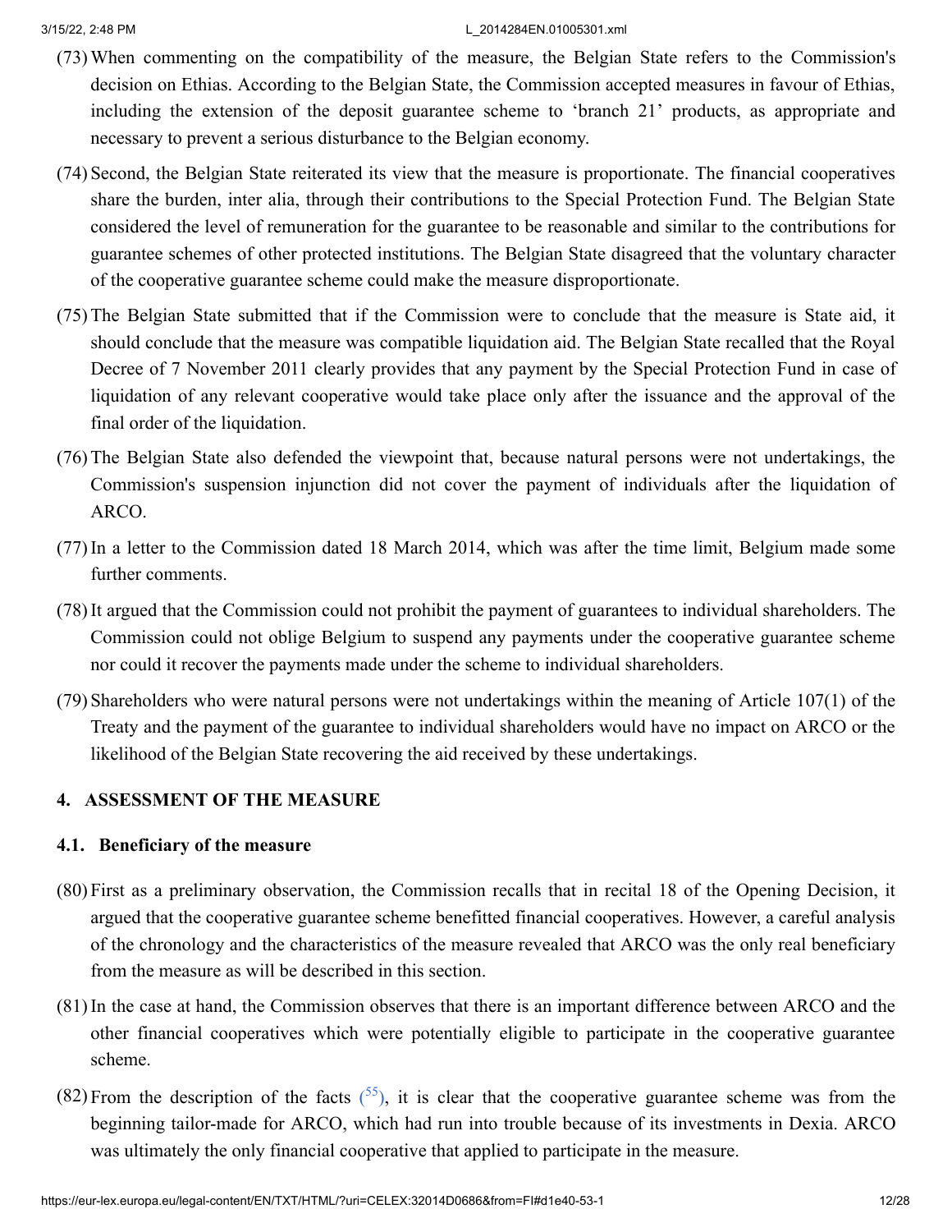(73) When commenting on the compatibility of the measure, the Belgian State refers to the Commission's decision on Ethias. According to the Belgian State, the Commission accepted measures in favour of Ethias, including the extension of the deposit guarantee scheme to 'branch 21' products, as appropriate and necessary to prevent a serious disturbance to the Belgian economy.

(74) Second, the Belgian State reiterated its view that the measure is proportionate. The financial cooperatives share the burden, inter alia, through their contributions to the Special Protection Fund. The Belgian State considered the level of remuneration for the guarantee to be reasonable and similar to the contributions for guarantee schemes of other protected institutions. The Belgian State disagreed that the voluntary character of the cooperative guarantee scheme could make the measure disproportionate.

(75) The Belgian State submitted that if the Commission were to conclude that the measure is State aid, it should conclude that the measure was compatible liquidation aid. The Belgian State recalled that the Royal Decree of 7 November 2011 clearly provides that any payment by the Special Protection Fund in case of liquidation of any relevant cooperative would take place only after the issuance and the approval of the final order of the liquidation.

(76) The Belgian State also defended the viewpoint that, because natural persons were not undertakings, the Commission's suspension injunction did not cover the payment of individuals after the liquidation of ARCO.

(77) In a letter to the Commission dated 18 March 2014, which was after the time limit, Belgium made some further comments.

(78) It argued that the Commission could not prohibit the payment of guarantees to individual shareholders. The Commission could not oblige Belgium to suspend any payments under the cooperative guarantee scheme nor could it recover the payments made under the scheme to individual shareholders.

(79) Shareholders who were natural persons were not undertakings within the meaning of Article 107(1) of the Treaty and the payment of the guarantee to individual shareholders would have no impact on ARCO or the likelihood of the Belgian State recovering the aid received by these undertakings.

## 4. ASSESSMENT OF THE MEASURE

### 4.1. Beneficiary of the measure

(80) First as a preliminary observation, the Commission recalls that in recital 18 of the Opening Decision, it argued that the cooperative guarantee scheme benefitted financial cooperatives. However, a careful analysis of the chronology and the characteristics of the measure revealed that ARCO was the only real beneficiary from the measure as will be described in this section.

(81) In the case at hand, the Commission observes that there is an important difference between ARCO and the other financial cooperatives which were potentially eligible to participate in the cooperative guarantee scheme.

(82) From the description of the facts ([55]), it is clear that the cooperative guarantee scheme was from the beginning tailor-made for ARCO, which had run into trouble because of its investments in Dexia. ARCO was ultimately the only financial cooperative that applied to participate in the measure.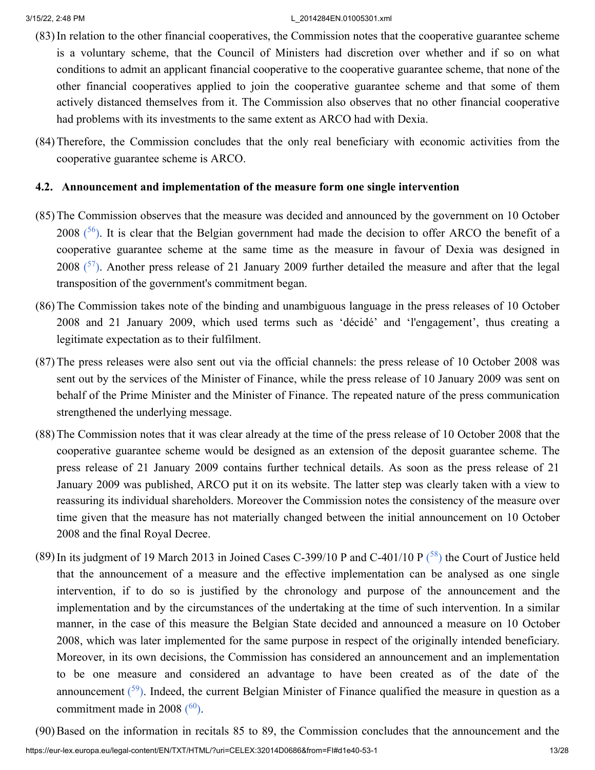(83) In relation to the other financial cooperatives, the Commission notes that the cooperative guarantee scheme is a voluntary scheme, that the Council of Ministers had discretion over whether and if so on what conditions to admit an applicant financial cooperative to the cooperative guarantee scheme, that none of the other financial cooperatives applied to join the cooperative guarantee scheme and that some of them actively distanced themselves from it. The Commission also observes that no other financial cooperative had problems with its investments to the same extent as ARCO had with Dexia.

(84) Therefore, the Commission concludes that the only real beneficiary with economic activities from the cooperative guarantee scheme is ARCO.

### 4.2. Announcement and implementation of the measure form one single intervention

(85) The Commission observes that the measure was decided and announced by the government on 10 October 2008 ([56]). It is clear that the Belgian government had made the decision to offer ARCO the benefit of a cooperative guarantee scheme at the same time as the measure in favour of Dexia was designed in 2008 ([57]). Another press release of 21 January 2009 further detailed the measure and after that the legal transposition of the government's commitment began.

(86) The Commission takes note of the binding and unambiguous language in the press releases of 10 October 2008 and 21 January 2009, which used terms such as 'décidé' and 'l'engagement', thus creating a legitimate expectation as to their fulfilment.

(87) The press releases were also sent out via the official channels: the press release of 10 October 2008 was sent out by the services of the Minister of Finance, while the press release of 10 January 2009 was sent on behalf of the Prime Minister and the Minister of Finance. The repeated nature of the press communication strengthened the underlying message.

(88) The Commission notes that it was clear already at the time of the press release of 10 October 2008 that the cooperative guarantee scheme would be designed as an extension of the deposit guarantee scheme. The press release of 21 January 2009 contains further technical details. As soon as the press release of 21 January 2009 was published, ARCO put it on its website. The latter step was clearly taken with a view to reassuring its individual shareholders. Moreover the Commission notes the consistency of the measure over time given that the measure has not materially changed between the initial announcement on 10 October 2008 and the final Royal Decree.

(89) In its judgment of 19 March 2013 in Joined Cases C-399/10 P and C-401/10 P ([58]) the Court of Justice held that the announcement of a measure and the effective implementation can be analysed as one single intervention, if to do so is justified by the chronology and purpose of the announcement and the implementation and by the circumstances of the undertaking at the time of such intervention. In a similar manner, in the case of this measure the Belgian State decided and announced a measure on 10 October 2008, which was later implemented for the same purpose in respect of the originally intended beneficiary. Moreover, in its own decisions, the Commission has considered an announcement and an implementation to be one measure and considered an advantage to have been created as of the date of the announcement ([59]). Indeed, the current Belgian Minister of Finance qualified the measure in question as a commitment made in 2008 ([60]).

(90) Based on the information in recitals 85 to 89, the Commission concludes that the announcement and the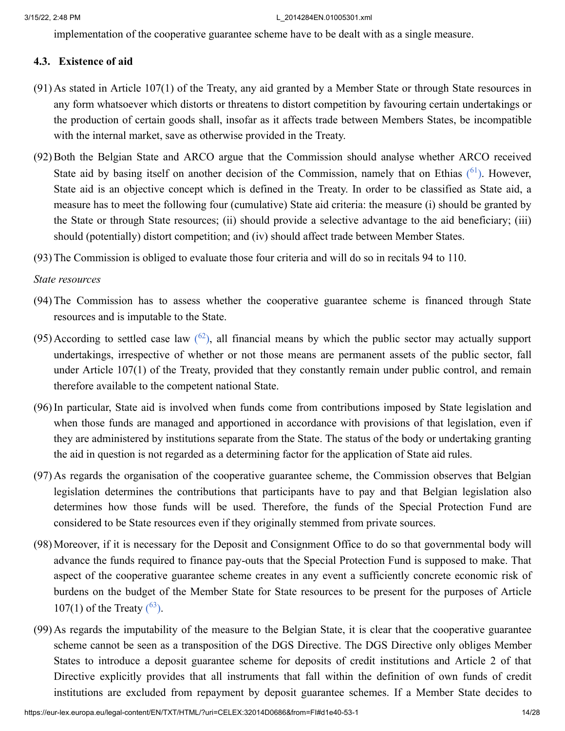implementation of the cooperative guarantee scheme have to be dealt with as a single measure.

### 4.3. Existence of aid

(91) As stated in Article 107(1) of the Treaty, any aid granted by a Member State or through State resources in any form whatsoever which distorts or threatens to distort competition by favouring certain undertakings or the production of certain goods shall, insofar as it affects trade between Members States, be incompatible with the internal market, save as otherwise provided in the Treaty.

(92) Both the Belgian State and ARCO argue that the Commission should analyse whether ARCO received State aid by basing itself on another decision of the Commission, namely that on Ethias ([61]). However, State aid is an objective concept which is defined in the Treaty. In order to be classified as State aid, a measure has to meet the following four (cumulative) State aid criteria: the measure (i) should be granted by the State or through State resources; (ii) should provide a selective advantage to the aid beneficiary; (iii) should (potentially) distort competition; and (iv) should affect trade between Member States.

(93) The Commission is obliged to evaluate those four criteria and will do so in recitals 94 to 110.

*State resources*

(94) The Commission has to assess whether the cooperative guarantee scheme is financed through State resources and is imputable to the State.

(95) According to settled case law ([62]), all financial means by which the public sector may actually support undertakings, irrespective of whether or not those means are permanent assets of the public sector, fall under Article 107(1) of the Treaty, provided that they constantly remain under public control, and remain therefore available to the competent national State.

(96) In particular, State aid is involved when funds come from contributions imposed by State legislation and when those funds are managed and apportioned in accordance with provisions of that legislation, even if they are administered by institutions separate from the State. The status of the body or undertaking granting the aid in question is not regarded as a determining factor for the application of State aid rules.

(97) As regards the organisation of the cooperative guarantee scheme, the Commission observes that Belgian legislation determines the contributions that participants have to pay and that Belgian legislation also determines how those funds will be used. Therefore, the funds of the Special Protection Fund are considered to be State resources even if they originally stemmed from private sources.

(98) Moreover, if it is necessary for the Deposit and Consignment Office to do so that governmental body will advance the funds required to finance pay-outs that the Special Protection Fund is supposed to make. That aspect of the cooperative guarantee scheme creates in any event a sufficiently concrete economic risk of burdens on the budget of the Member State for State resources to be present for the purposes of Article 107(1) of the Treaty ([63]).

(99) As regards the imputability of the measure to the Belgian State, it is clear that the cooperative guarantee scheme cannot be seen as a transposition of the DGS Directive. The DGS Directive only obliges Member States to introduce a deposit guarantee scheme for deposits of credit institutions and Article 2 of that Directive explicitly provides that all instruments that fall within the definition of own funds of credit institutions are excluded from repayment by deposit guarantee schemes. If a Member State decides to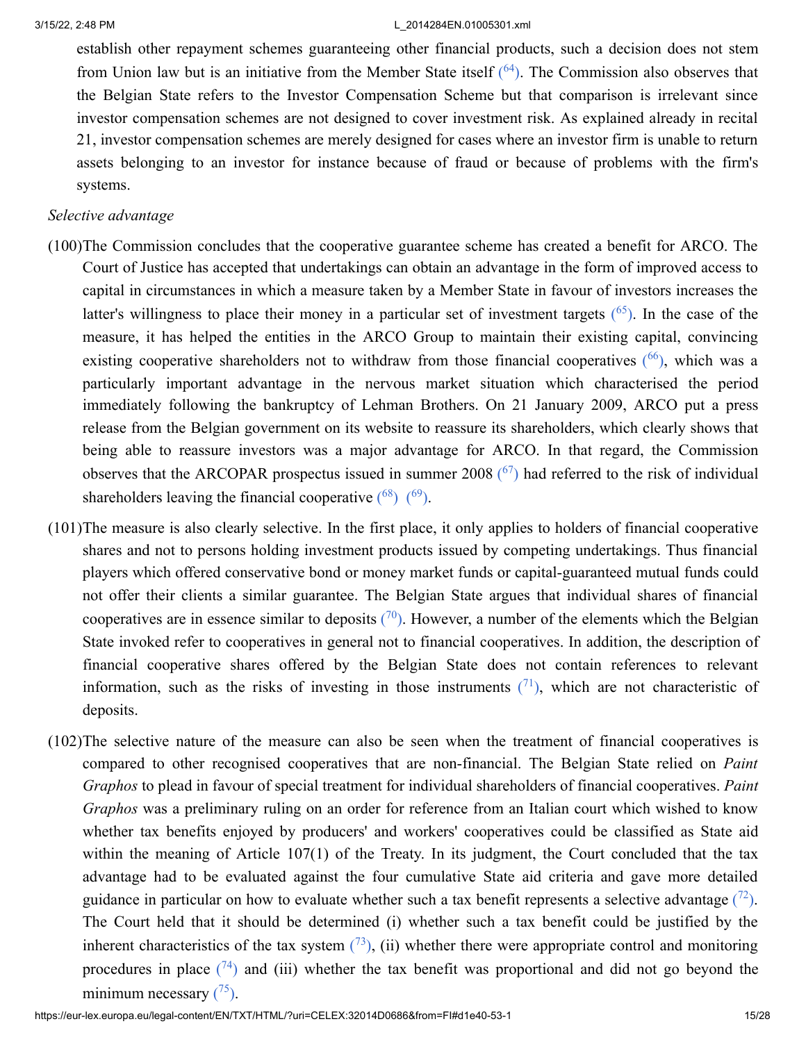establish other repayment schemes guaranteeing other financial products, such a decision does not stem from Union law but is an initiative from the Member State itself ([64]). The Commission also observes that the Belgian State refers to the Investor Compensation Scheme but that comparison is irrelevant since investor compensation schemes are not designed to cover investment risk. As explained already in recital 21, investor compensation schemes are merely designed for cases where an investor firm is unable to return assets belonging to an investor for instance because of fraud or because of problems with the firm's systems.

*Selective advantage*

(100) The Commission concludes that the cooperative guarantee scheme has created a benefit for ARCO. The Court of Justice has accepted that undertakings can obtain an advantage in the form of improved access to capital in circumstances in which a measure taken by a Member State in favour of investors increases the latter's willingness to place their money in a particular set of investment targets ([65]). In the case of the measure, it has helped the entities in the ARCO Group to maintain their existing capital, convincing existing cooperative shareholders not to withdraw from those financial cooperatives ([66]), which was a particularly important advantage in the nervous market situation which characterised the period immediately following the bankruptcy of Lehman Brothers. On 21 January 2009, ARCO put a press release from the Belgian government on its website to reassure its shareholders, which clearly shows that being able to reassure investors was a major advantage for ARCO. In that regard, the Commission observes that the ARCOPAR prospectus issued in summer 2008 ([67]) had referred to the risk of individual shareholders leaving the financial cooperative ([68]) ([69]).

(101) The measure is also clearly selective. In the first place, it only applies to holders of financial cooperative shares and not to persons holding investment products issued by competing undertakings. Thus financial players which offered conservative bond or money market funds or capital-guaranteed mutual funds could not offer their clients a similar guarantee. The Belgian State argues that individual shares of financial cooperatives are in essence similar to deposits ([70]). However, a number of the elements which the Belgian State invoked refer to cooperatives in general not to financial cooperatives. In addition, the description of financial cooperative shares offered by the Belgian State does not contain references to relevant information, such as the risks of investing in those instruments ([71]), which are not characteristic of deposits.

(102) The selective nature of the measure can also be seen when the treatment of financial cooperatives is compared to other recognised cooperatives that are non-financial. The Belgian State relied on *Paint Graphos* to plead in favour of special treatment for individual shareholders of financial cooperatives. *Paint Graphos* was a preliminary ruling on an order for reference from an Italian court which wished to know whether tax benefits enjoyed by producers' and workers' cooperatives could be classified as State aid within the meaning of Article 107(1) of the Treaty. In its judgment, the Court concluded that the tax advantage had to be evaluated against the four cumulative State aid criteria and gave more detailed guidance in particular on how to evaluate whether such a tax benefit represents a selective advantage ([72]). The Court held that it should be determined (i) whether such a tax benefit could be justified by the inherent characteristics of the tax system ([73]), (ii) whether there were appropriate control and monitoring procedures in place ([74]) and (iii) whether the tax benefit was proportional and did not go beyond the minimum necessary ([75]).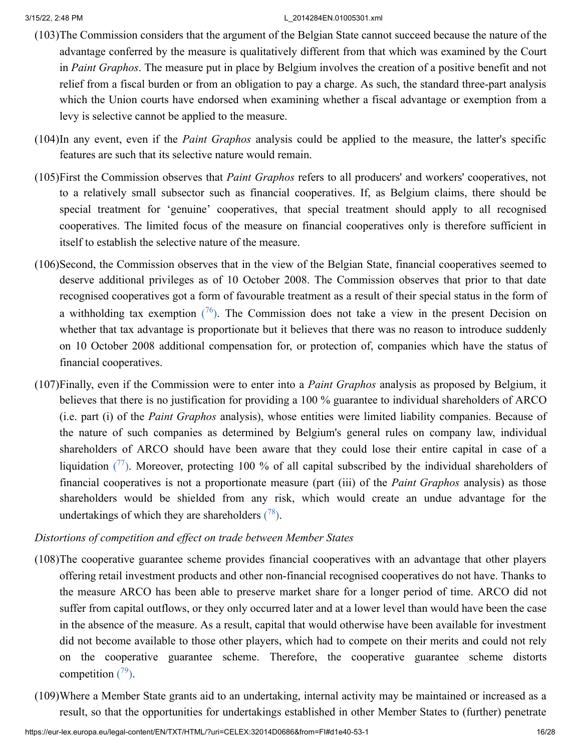(103) The Commission considers that the argument of the Belgian State cannot succeed because the nature of the advantage conferred by the measure is qualitatively different from that which was examined by the Court in *Paint Graphos*. The measure put in place by Belgium involves the creation of a positive benefit and not relief from a fiscal burden or from an obligation to pay a charge. As such, the standard three-part analysis which the Union courts have endorsed when examining whether a fiscal advantage or exemption from a levy is selective cannot be applied to the measure.

(104) In any event, even if the *Paint Graphos* analysis could be applied to the measure, the latter's specific features are such that its selective nature would remain.

(105) First the Commission observes that *Paint Graphos* refers to all producers' and workers' cooperatives, not to a relatively small subsector such as financial cooperatives. If, as Belgium claims, there should be special treatment for 'genuine' cooperatives, that special treatment should apply to all recognised cooperatives. The limited focus of the measure on financial cooperatives only is therefore sufficient in itself to establish the selective nature of the measure.

(106) Second, the Commission observes that in the view of the Belgian State, financial cooperatives seemed to deserve additional privileges as of 10 October 2008. The Commission observes that prior to that date recognised cooperatives got a form of favourable treatment as a result of their special status in the form of a withholding tax exemption ([76]). The Commission does not take a view in the present Decision on whether that tax advantage is proportionate but it believes that there was no reason to introduce suddenly on 10 October 2008 additional compensation for, or protection of, companies which have the status of financial cooperatives.

(107) Finally, even if the Commission were to enter into a *Paint Graphos* analysis as proposed by Belgium, it believes that there is no justification for providing a 100 % guarantee to individual shareholders of ARCO (i.e. part (i) of the *Paint Graphos* analysis), whose entities were limited liability companies. Because of the nature of such companies as determined by Belgium's general rules on company law, individual shareholders of ARCO should have been aware that they could lose their entire capital in case of a liquidation ([77]). Moreover, protecting 100 % of all capital subscribed by the individual shareholders of financial cooperatives is not a proportionate measure (part (iii) of the *Paint Graphos* analysis) as those shareholders would be shielded from any risk, which would create an undue advantage for the undertakings of which they are shareholders ([78]).

*Distortions of competition and effect on trade between Member States*

(108) The cooperative guarantee scheme provides financial cooperatives with an advantage that other players offering retail investment products and other non-financial recognised cooperatives do not have. Thanks to the measure ARCO has been able to preserve market share for a longer period of time. ARCO did not suffer from capital outflows, or they only occurred later and at a lower level than would have been the case in the absence of the measure. As a result, capital that would otherwise have been available for investment did not become available to those other players, which had to compete on their merits and could not rely on the cooperative guarantee scheme. Therefore, the cooperative guarantee scheme distorts competition ([79]).

(109) Where a Member State grants aid to an undertaking, internal activity may be maintained or increased as a result, so that the opportunities for undertakings established in other Member States to (further) penetrate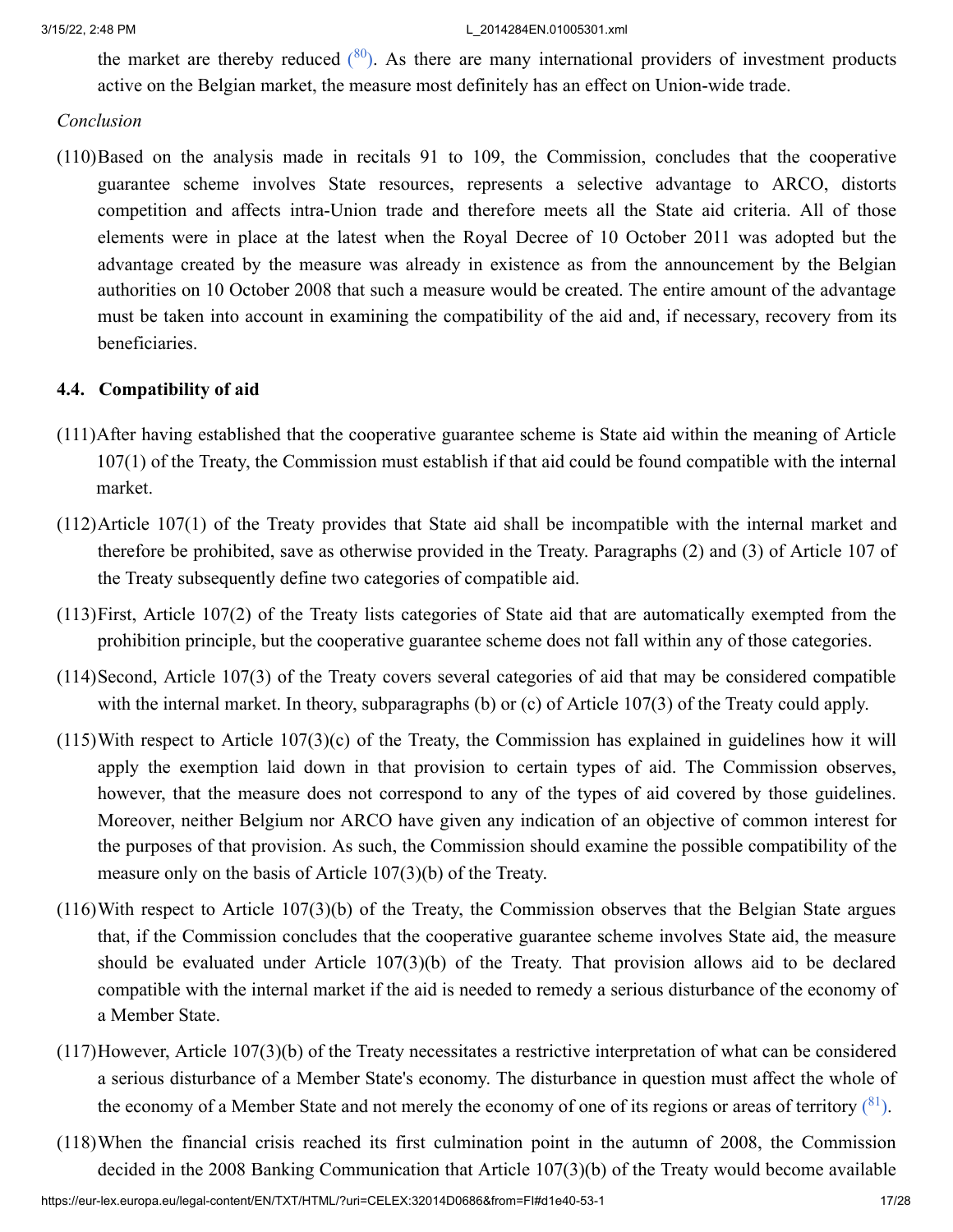the market are thereby reduced [80]. As there are many international providers of investment products active on the Belgian market, the measure most definitely has an effect on Union-wide trade.

*Conclusion*

(110) Based on the analysis made in recitals 91 to 109, the Commission, concludes that the cooperative guarantee scheme involves State resources, represents a selective advantage to ARCO, distorts competition and affects intra-Union trade and therefore meets all the State aid criteria. All of those elements were in place at the latest when the Royal Decree of 10 October 2011 was adopted but the advantage created by the measure was already in existence as from the announcement by the Belgian authorities on 10 October 2008 that such a measure would be created. The entire amount of the advantage must be taken into account in examining the compatibility of the aid and, if necessary, recovery from its beneficiaries.

### 4.4. Compatibility of aid

(111) After having established that the cooperative guarantee scheme is State aid within the meaning of Article 107(1) of the Treaty, the Commission must establish if that aid could be found compatible with the internal market.

(112) Article 107(1) of the Treaty provides that State aid shall be incompatible with the internal market and therefore be prohibited, save as otherwise provided in the Treaty. Paragraphs (2) and (3) of Article 107 of the Treaty subsequently define two categories of compatible aid.

(113) First, Article 107(2) of the Treaty lists categories of State aid that are automatically exempted from the prohibition principle, but the cooperative guarantee scheme does not fall within any of those categories.

(114) Second, Article 107(3) of the Treaty covers several categories of aid that may be considered compatible with the internal market. In theory, subparagraphs (b) or (c) of Article 107(3) of the Treaty could apply.

(115) With respect to Article 107(3)(c) of the Treaty, the Commission has explained in guidelines how it will apply the exemption laid down in that provision to certain types of aid. The Commission observes, however, that the measure does not correspond to any of the types of aid covered by those guidelines. Moreover, neither Belgium nor ARCO have given any indication of an objective of common interest for the purposes of that provision. As such, the Commission should examine the possible compatibility of the measure only on the basis of Article 107(3)(b) of the Treaty.

(116) With respect to Article 107(3)(b) of the Treaty, the Commission observes that the Belgian State argues that, if the Commission concludes that the cooperative guarantee scheme involves State aid, the measure should be evaluated under Article 107(3)(b) of the Treaty. That provision allows aid to be declared compatible with the internal market if the aid is needed to remedy a serious disturbance of the economy of a Member State.

(117) However, Article 107(3)(b) of the Treaty necessitates a restrictive interpretation of what can be considered a serious disturbance of a Member State's economy. The disturbance in question must affect the whole of the economy of a Member State and not merely the economy of one of its regions or areas of territory [81].

(118) When the financial crisis reached its first culmination point in the autumn of 2008, the Commission decided in the 2008 Banking Communication that Article 107(3)(b) of the Treaty would become available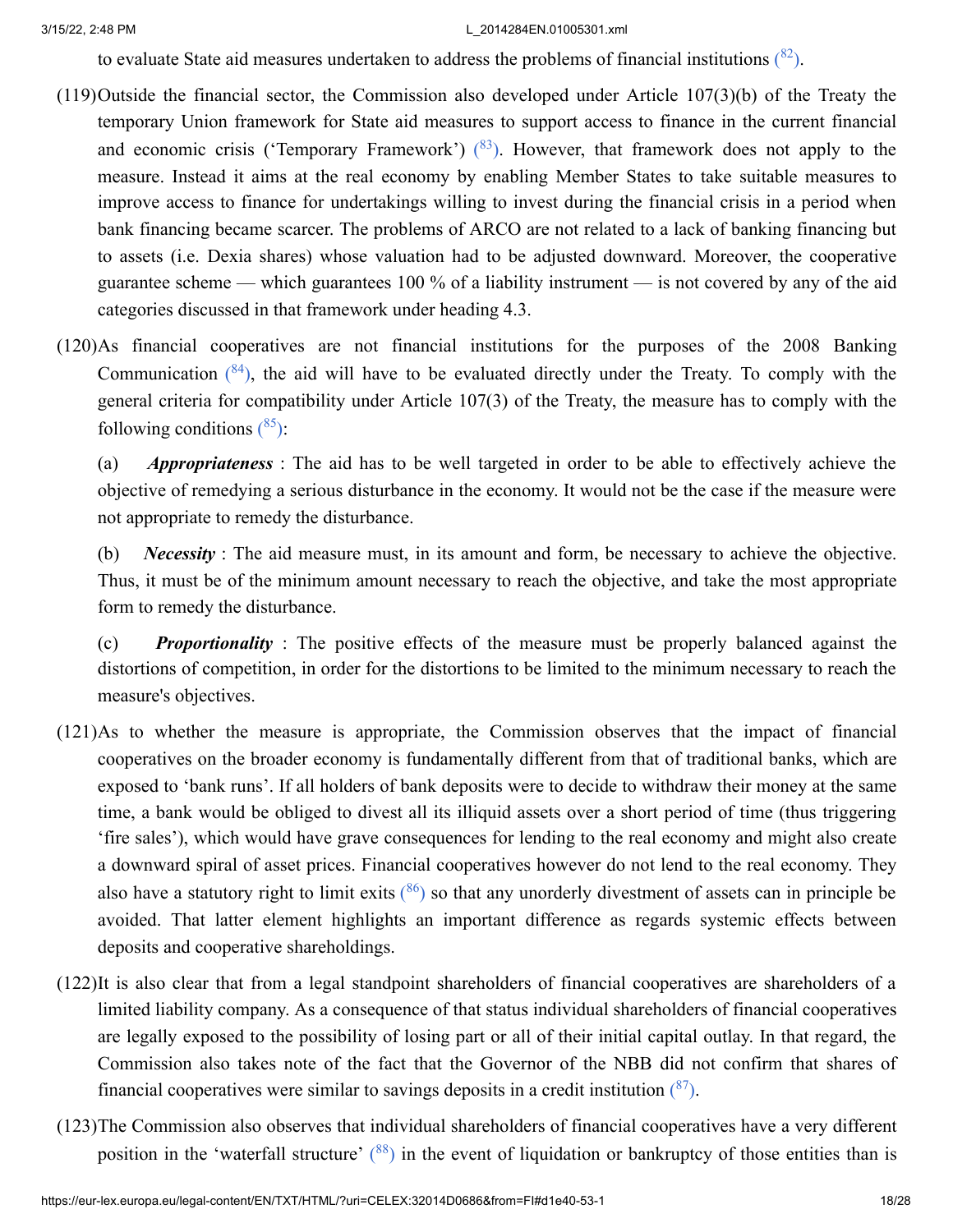to evaluate State aid measures undertaken to address the problems of financial institutions [82].

(119) Outside the financial sector, the Commission also developed under Article 107(3)(b) of the Treaty the temporary Union framework for State aid measures to support access to finance in the current financial and economic crisis ('Temporary Framework') [83]. However, that framework does not apply to the measure. Instead it aims at the real economy by enabling Member States to take suitable measures to improve access to finance for undertakings willing to invest during the financial crisis in a period when bank financing became scarcer. The problems of ARCO are not related to a lack of banking financing but to assets (i.e. Dexia shares) whose valuation had to be adjusted downward. Moreover, the cooperative guarantee scheme — which guarantees 100 % of a liability instrument — is not covered by any of the aid categories discussed in that framework under heading 4.3.

(120) As financial cooperatives are not financial institutions for the purposes of the 2008 Banking Communication [84], the aid will have to be evaluated directly under the Treaty. To comply with the general criteria for compatibility under Article 107(3) of the Treaty, the measure has to comply with the following conditions [85]:

(a) ***Appropriateness*** : The aid has to be well targeted in order to be able to effectively achieve the objective of remedying a serious disturbance in the economy. It would not be the case if the measure were not appropriate to remedy the disturbance.

(b) ***Necessity*** : The aid measure must, in its amount and form, be necessary to achieve the objective. Thus, it must be of the minimum amount necessary to reach the objective, and take the most appropriate form to remedy the disturbance.

(c) ***Proportionality*** : The positive effects of the measure must be properly balanced against the distortions of competition, in order for the distortions to be limited to the minimum necessary to reach the measure's objectives.

(121) As to whether the measure is appropriate, the Commission observes that the impact of financial cooperatives on the broader economy is fundamentally different from that of traditional banks, which are exposed to 'bank runs'. If all holders of bank deposits were to decide to withdraw their money at the same time, a bank would be obliged to divest all its illiquid assets over a short period of time (thus triggering 'fire sales'), which would have grave consequences for lending to the real economy and might also create a downward spiral of asset prices. Financial cooperatives however do not lend to the real economy. They also have a statutory right to limit exits [86] so that any unorderly divestment of assets can in principle be avoided. That latter element highlights an important difference as regards systemic effects between deposits and cooperative shareholdings.

(122) It is also clear that from a legal standpoint shareholders of financial cooperatives are shareholders of a limited liability company. As a consequence of that status individual shareholders of financial cooperatives are legally exposed to the possibility of losing part or all of their initial capital outlay. In that regard, the Commission also takes note of the fact that the Governor of the NBB did not confirm that shares of financial cooperatives were similar to savings deposits in a credit institution [87].

(123) The Commission also observes that individual shareholders of financial cooperatives have a very different position in the 'waterfall structure' [88] in the event of liquidation or bankruptcy of those entities than is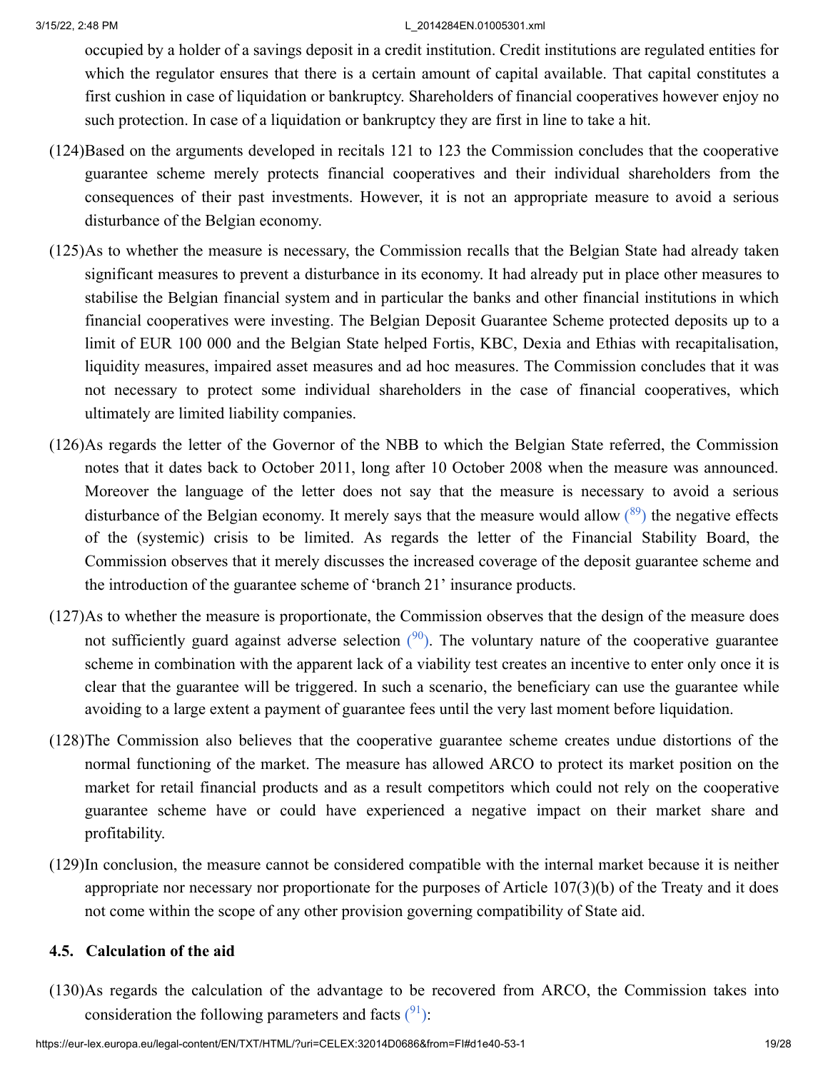occupied by a holder of a savings deposit in a credit institution. Credit institutions are regulated entities for which the regulator ensures that there is a certain amount of capital available. That capital constitutes a first cushion in case of liquidation or bankruptcy. Shareholders of financial cooperatives however enjoy no such protection. In case of a liquidation or bankruptcy they are first in line to take a hit.

(124) Based on the arguments developed in recitals 121 to 123 the Commission concludes that the cooperative guarantee scheme merely protects financial cooperatives and their individual shareholders from the consequences of their past investments. However, it is not an appropriate measure to avoid a serious disturbance of the Belgian economy.

(125) As to whether the measure is necessary, the Commission recalls that the Belgian State had already taken significant measures to prevent a disturbance in its economy. It had already put in place other measures to stabilise the Belgian financial system and in particular the banks and other financial institutions in which financial cooperatives were investing. The Belgian Deposit Guarantee Scheme protected deposits up to a limit of EUR 100 000 and the Belgian State helped Fortis, KBC, Dexia and Ethias with recapitalisation, liquidity measures, impaired asset measures and ad hoc measures. The Commission concludes that it was not necessary to protect some individual shareholders in the case of financial cooperatives, which ultimately are limited liability companies.

(126) As regards the letter of the Governor of the NBB to which the Belgian State referred, the Commission notes that it dates back to October 2011, long after 10 October 2008 when the measure was announced. Moreover the language of the letter does not say that the measure is necessary to avoid a serious disturbance of the Belgian economy. It merely says that the measure would allow [89] the negative effects of the (systemic) crisis to be limited. As regards the letter of the Financial Stability Board, the Commission observes that it merely discusses the increased coverage of the deposit guarantee scheme and the introduction of the guarantee scheme of 'branch 21' insurance products.

(127) As to whether the measure is proportionate, the Commission observes that the design of the measure does not sufficiently guard against adverse selection [90]. The voluntary nature of the cooperative guarantee scheme in combination with the apparent lack of a viability test creates an incentive to enter only once it is clear that the guarantee will be triggered. In such a scenario, the beneficiary can use the guarantee while avoiding to a large extent a payment of guarantee fees until the very last moment before liquidation.

(128) The Commission also believes that the cooperative guarantee scheme creates undue distortions of the normal functioning of the market. The measure has allowed ARCO to protect its market position on the market for retail financial products and as a result competitors which could not rely on the cooperative guarantee scheme have or could have experienced a negative impact on their market share and profitability.

(129) In conclusion, the measure cannot be considered compatible with the internal market because it is neither appropriate nor necessary nor proportionate for the purposes of Article 107(3)(b) of the Treaty and it does not come within the scope of any other provision governing compatibility of State aid.

### 4.5. Calculation of the aid

(130) As regards the calculation of the advantage to be recovered from ARCO, the Commission takes into consideration the following parameters and facts [91]: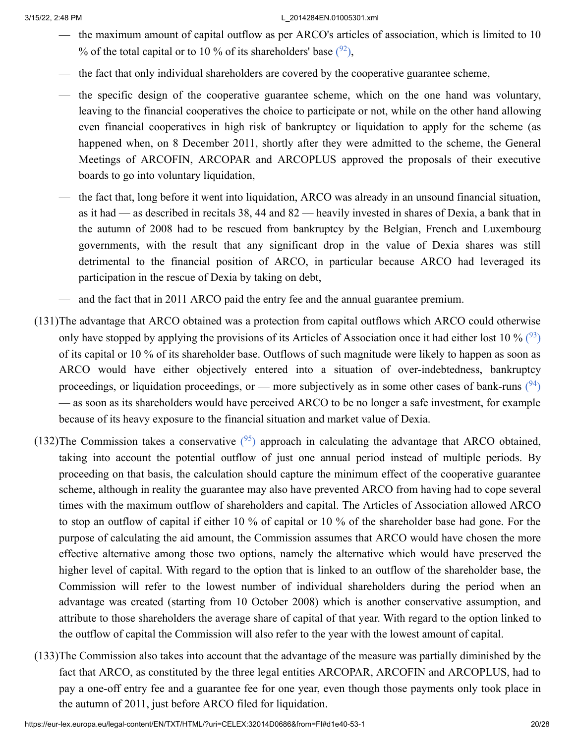— the maximum amount of capital outflow as per ARCO's articles of association, which is limited to 10 % of the total capital or to 10 % of its shareholders' base [92],

— the fact that only individual shareholders are covered by the cooperative guarantee scheme,

— the specific design of the cooperative guarantee scheme, which on the one hand was voluntary, leaving to the financial cooperatives the choice to participate or not, while on the other hand allowing even financial cooperatives in high risk of bankruptcy or liquidation to apply for the scheme (as happened when, on 8 December 2011, shortly after they were admitted to the scheme, the General Meetings of ARCOFIN, ARCOPAR and ARCOPLUS approved the proposals of their executive boards to go into voluntary liquidation,

— the fact that, long before it went into liquidation, ARCO was already in an unsound financial situation, as it had — as described in recitals 38, 44 and 82 — heavily invested in shares of Dexia, a bank that in the autumn of 2008 had to be rescued from bankruptcy by the Belgian, French and Luxembourg governments, with the result that any significant drop in the value of Dexia shares was still detrimental to the financial position of ARCO, in particular because ARCO had leveraged its participation in the rescue of Dexia by taking on debt,

— and the fact that in 2011 ARCO paid the entry fee and the annual guarantee premium.

(131) The advantage that ARCO obtained was a protection from capital outflows which ARCO could otherwise only have stopped by applying the provisions of its Articles of Association once it had either lost 10 % [93] of its capital or 10 % of its shareholder base. Outflows of such magnitude were likely to happen as soon as ARCO would have either objectively entered into a situation of over-indebtedness, bankruptcy proceedings, or liquidation proceedings, or — more subjectively as in some other cases of bank-runs [94] — as soon as its shareholders would have perceived ARCO to be no longer a safe investment, for example because of its heavy exposure to the financial situation and market value of Dexia.

(132) The Commission takes a conservative [95] approach in calculating the advantage that ARCO obtained, taking into account the potential outflow of just one annual period instead of multiple periods. By proceeding on that basis, the calculation should capture the minimum effect of the cooperative guarantee scheme, although in reality the guarantee may also have prevented ARCO from having had to cope several times with the maximum outflow of shareholders and capital. The Articles of Association allowed ARCO to stop an outflow of capital if either 10 % of capital or 10 % of the shareholder base had gone. For the purpose of calculating the aid amount, the Commission assumes that ARCO would have chosen the more effective alternative among those two options, namely the alternative which would have preserved the higher level of capital. With regard to the option that is linked to an outflow of the shareholder base, the Commission will refer to the lowest number of individual shareholders during the period when an advantage was created (starting from 10 October 2008) which is another conservative assumption, and attribute to those shareholders the average share of capital of that year. With regard to the option linked to the outflow of capital the Commission will also refer to the year with the lowest amount of capital.

(133) The Commission also takes into account that the advantage of the measure was partially diminished by the fact that ARCO, as constituted by the three legal entities ARCOPAR, ARCOFIN and ARCOPLUS, had to pay a one-off entry fee and a guarantee fee for one year, even though those payments only took place in the autumn of 2011, just before ARCO filed for liquidation.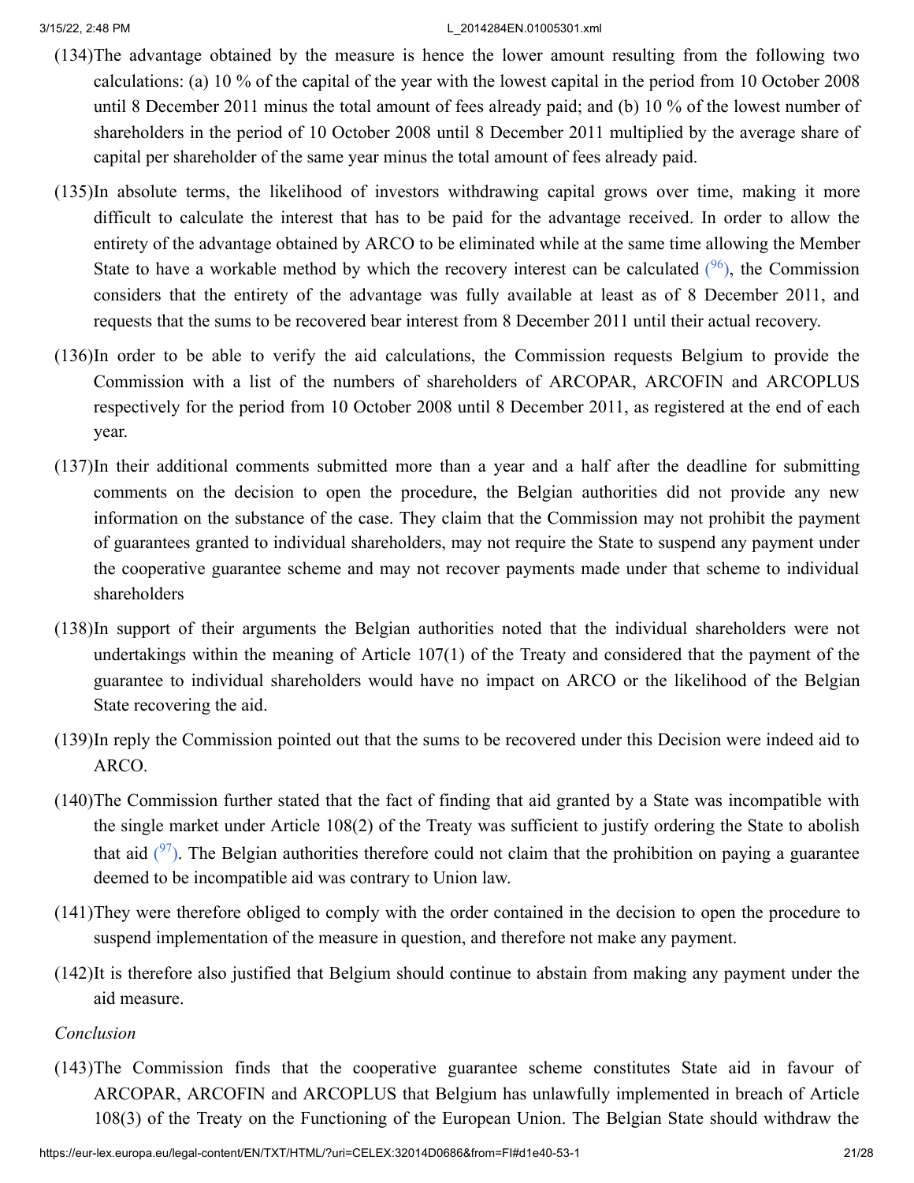(134) The advantage obtained by the measure is hence the lower amount resulting from the following two calculations: (a) 10 % of the capital of the year with the lowest capital in the period from 10 October 2008 until 8 December 2011 minus the total amount of fees already paid; and (b) 10 % of the lowest number of shareholders in the period of 10 October 2008 until 8 December 2011 multiplied by the average share of capital per shareholder of the same year minus the total amount of fees already paid.

(135) In absolute terms, the likelihood of investors withdrawing capital grows over time, making it more difficult to calculate the interest that has to be paid for the advantage received. In order to allow the entirety of the advantage obtained by ARCO to be eliminated while at the same time allowing the Member State to have a workable method by which the recovery interest can be calculated ([96]), the Commission considers that the entirety of the advantage was fully available at least as of 8 December 2011, and requests that the sums to be recovered bear interest from 8 December 2011 until their actual recovery.

(136) In order to be able to verify the aid calculations, the Commission requests Belgium to provide the Commission with a list of the numbers of shareholders of ARCOPAR, ARCOFIN and ARCOPLUS respectively for the period from 10 October 2008 until 8 December 2011, as registered at the end of each year.

(137) In their additional comments submitted more than a year and a half after the deadline for submitting comments on the decision to open the procedure, the Belgian authorities did not provide any new information on the substance of the case. They claim that the Commission may not prohibit the payment of guarantees granted to individual shareholders, may not require the State to suspend any payment under the cooperative guarantee scheme and may not recover payments made under that scheme to individual shareholders

(138) In support of their arguments the Belgian authorities noted that the individual shareholders were not undertakings within the meaning of Article 107(1) of the Treaty and considered that the payment of the guarantee to individual shareholders would have no impact on ARCO or the likelihood of the Belgian State recovering the aid.

(139) In reply the Commission pointed out that the sums to be recovered under this Decision were indeed aid to ARCO.

(140) The Commission further stated that the fact of finding that aid granted by a State was incompatible with the single market under Article 108(2) of the Treaty was sufficient to justify ordering the State to abolish that aid ([97]). The Belgian authorities therefore could not claim that the prohibition on paying a guarantee deemed to be incompatible aid was contrary to Union law.

(141) They were therefore obliged to comply with the order contained in the decision to open the procedure to suspend implementation of the measure in question, and therefore not make any payment.

(142) It is therefore also justified that Belgium should continue to abstain from making any payment under the aid measure.

*Conclusion*

(143) The Commission finds that the cooperative guarantee scheme constitutes State aid in favour of ARCOPAR, ARCOFIN and ARCOPLUS that Belgium has unlawfully implemented in breach of Article 108(3) of the Treaty on the Functioning of the European Union. The Belgian State should withdraw the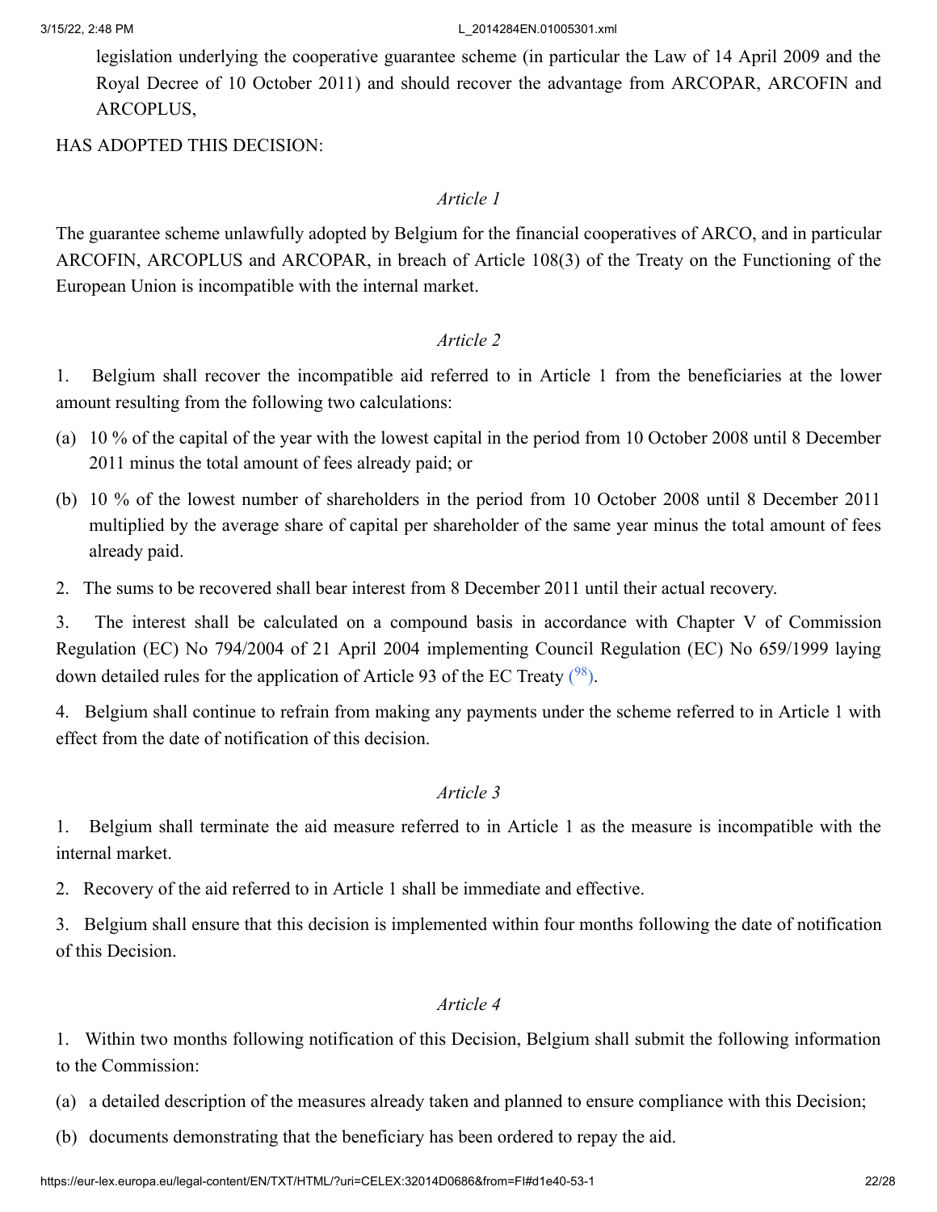legislation underlying the cooperative guarantee scheme (in particular the Law of 14 April 2009 and the Royal Decree of 10 October 2011) and should recover the advantage from ARCOPAR, ARCOFIN and ARCOPLUS,

HAS ADOPTED THIS DECISION:

*Article 1*

The guarantee scheme unlawfully adopted by Belgium for the financial cooperatives of ARCO, and in particular ARCOFIN, ARCOPLUS and ARCOPAR, in breach of Article 108(3) of the Treaty on the Functioning of the European Union is incompatible with the internal market.

*Article 2*

1. Belgium shall recover the incompatible aid referred to in Article 1 from the beneficiaries at the lower amount resulting from the following two calculations:

(a) 10 % of the capital of the year with the lowest capital in the period from 10 October 2008 until 8 December 2011 minus the total amount of fees already paid; or

(b) 10 % of the lowest number of shareholders in the period from 10 October 2008 until 8 December 2011 multiplied by the average share of capital per shareholder of the same year minus the total amount of fees already paid.

2. The sums to be recovered shall bear interest from 8 December 2011 until their actual recovery.

3. The interest shall be calculated on a compound basis in accordance with Chapter V of Commission Regulation (EC) No 794/2004 of 21 April 2004 implementing Council Regulation (EC) No 659/1999 laying down detailed rules for the application of Article 93 of the EC Treaty [98].

4. Belgium shall continue to refrain from making any payments under the scheme referred to in Article 1 with effect from the date of notification of this decision.

*Article 3*

1. Belgium shall terminate the aid measure referred to in Article 1 as the measure is incompatible with the internal market.

2. Recovery of the aid referred to in Article 1 shall be immediate and effective.

3. Belgium shall ensure that this decision is implemented within four months following the date of notification of this Decision.

*Article 4*

1. Within two months following notification of this Decision, Belgium shall submit the following information to the Commission:

(a) a detailed description of the measures already taken and planned to ensure compliance with this Decision;

(b) documents demonstrating that the beneficiary has been ordered to repay the aid.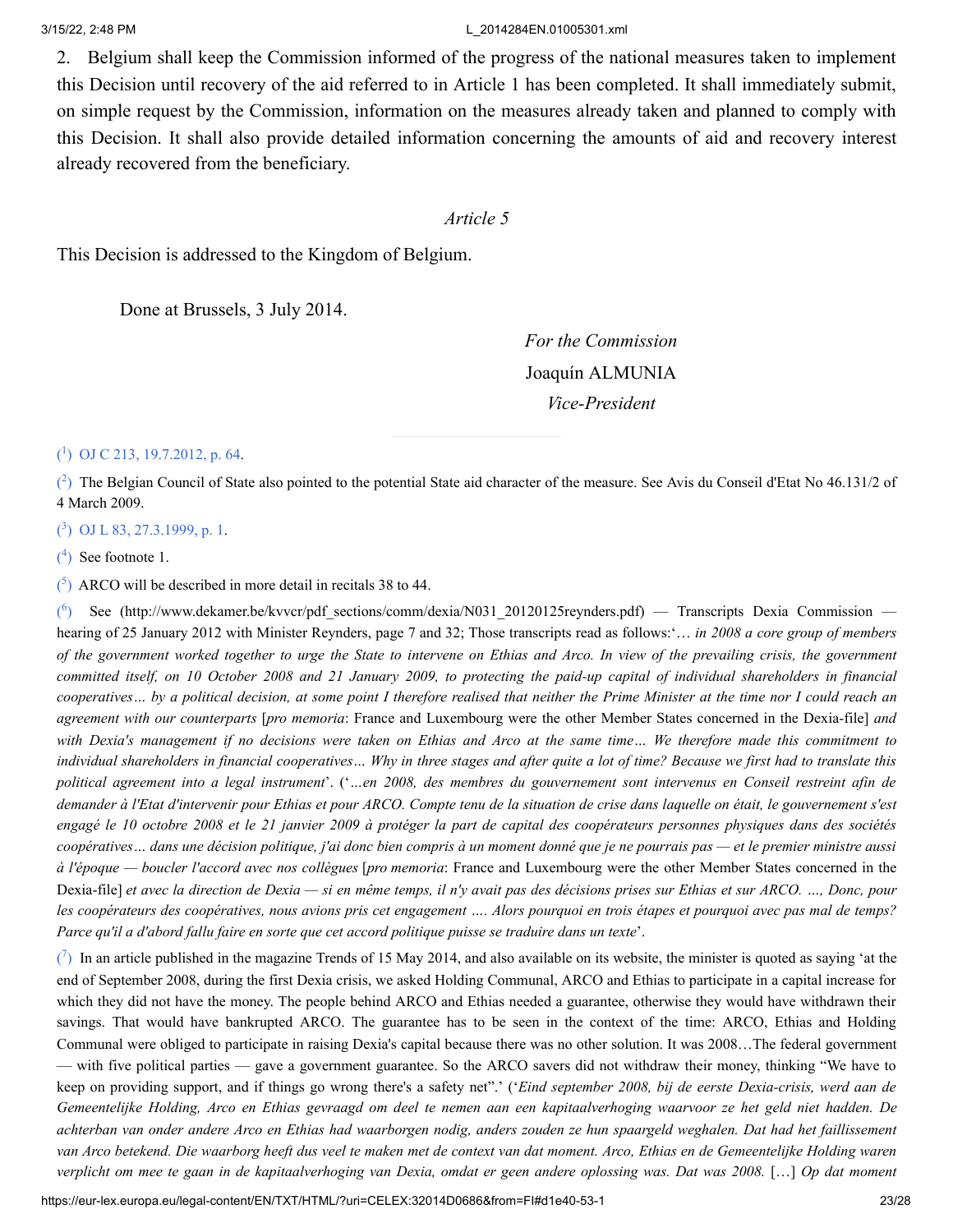2. Belgium shall keep the Commission informed of the progress of the national measures taken to implement this Decision until recovery of the aid referred to in Article 1 has been completed. It shall immediately submit, on simple request by the Commission, information on the measures already taken and planned to comply with this Decision. It shall also provide detailed information concerning the amounts of aid and recovery interest already recovered from the beneficiary.

*Article 5*

This Decision is addressed to the Kingdom of Belgium.

Done at Brussels, 3 July 2014.

*For the Commission*

Joaquín ALMUNIA

*Vice-President*

---

([1]) OJ C 213, 19.7.2012, p. 64.

([2]) The Belgian Council of State also pointed to the potential State aid character of the measure. See Avis du Conseil d'Etat No 46.131/2 of 4 March 2009.

([3]) OJ L 83, 27.3.1999, p. 1.

([4]) See footnote 1.

([5]) ARCO will be described in more detail in recitals 38 to 44.

([6]) See (http://www.dekamer.be/kvvcr/pdf_sections/comm/dexia/N031_20120125reynders.pdf) — Transcripts Dexia Commission — hearing of 25 January 2012 with Minister Reynders, page 7 and 32; Those transcripts read as follows:'*… in 2008 a core group of members of the government worked together to urge the State to intervene on Ethias and Arco. In view of the prevailing crisis, the government committed itself, on 10 October 2008 and 21 January 2009, to protecting the paid-up capital of individual shareholders in financial cooperatives… by a political decision, at some point I therefore realised that neither the Prime Minister at the time nor I could reach an agreement with our counterparts* [*pro memoria*: France and Luxembourg were the other Member States concerned in the Dexia-file] *and with Dexia's management if no decisions were taken on Ethias and Arco at the same time… We therefore made this commitment to individual shareholders in financial cooperatives… Why in three stages and after quite a lot of time? Because we first had to translate this political agreement into a legal instrument*'. ('*…en 2008, des membres du gouvernement sont intervenus en Conseil restreint afin de demander à l'Etat d'intervenir pour Ethias et pour ARCO. Compte tenu de la situation de crise dans laquelle on était, le gouvernement s'est engagé le 10 octobre 2008 et le 21 janvier 2009 à protéger la part de capital des coopérateurs personnes physiques dans des sociétés coopératives… dans une décision politique, j'ai donc bien compris à un moment donné que je ne pourrais pas — et le premier ministre aussi à l'époque — boucler l'accord avec nos collègues* [*pro memoria*: France and Luxembourg were the other Member States concerned in the Dexia-file] *et avec la direction de Dexia — si en même temps, il n'y avait pas des décisions prises sur Ethias et sur ARCO. …, Donc, pour les coopérateurs des coopératives, nous avions pris cet engagement …. Alors pourquoi en trois étapes et pourquoi avec pas mal de temps? Parce qu'il a d'abord fallu faire en sorte que cet accord politique puisse se traduire dans un texte*'.

([7]) In an article published in the magazine Trends of 15 May 2014, and also available on its website, the minister is quoted as saying 'at the end of September 2008, during the first Dexia crisis, we asked Holding Communal, ARCO and Ethias to participate in a capital increase for which they did not have the money. The people behind ARCO and Ethias needed a guarantee, otherwise they would have withdrawn their savings. That would have bankrupted ARCO. The guarantee has to be seen in the context of the time: ARCO, Ethias and Holding Communal were obliged to participate in raising Dexia's capital because there was no other solution. It was 2008…The federal government — with five political parties — gave a government guarantee. So the ARCO savers did not withdraw their money, thinking "We have to keep on providing support, and if things go wrong there's a safety net".' ('*Eind september 2008, bij de eerste Dexia-crisis, werd aan de Gemeentelijke Holding, Arco en Ethias gevraagd om deel te nemen aan een kapitaalverhoging waarvoor ze het geld niet hadden. De achterban van onder andere Arco en Ethias had waarborgen nodig, anders zouden ze hun spaargeld weghalen. Dat had het faillissement van Arco betekend. Die waarborg heeft dus veel te maken met de context van dat moment. Arco, Ethias en de Gemeentelijke Holding waren verplicht om mee te gaan in de kapitaalverhoging van Dexia, omdat er geen andere oplossing was. Dat was 2008.* […] *Op dat moment*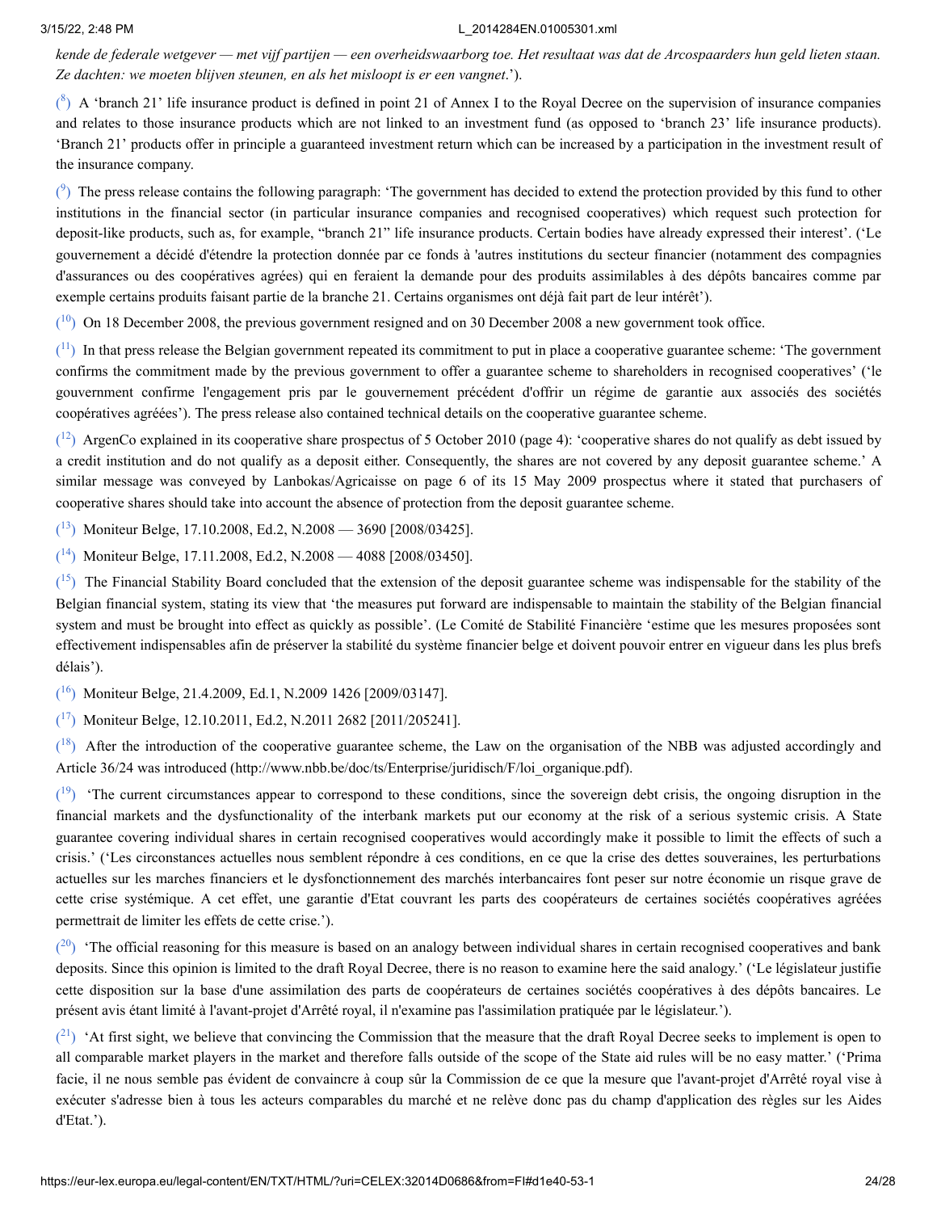*kende de federale wetgever — met vijf partijen — een overheidswaarborg toe. Het resultaat was dat de Arcospaarders hun geld lieten staan. Ze dachten: we moeten blijven steunen, en als het misloopt is er een vangnet*.').

([8]) A 'branch 21' life insurance product is defined in point 21 of Annex I to the Royal Decree on the supervision of insurance companies and relates to those insurance products which are not linked to an investment fund (as opposed to 'branch 23' life insurance products). 'Branch 21' products offer in principle a guaranteed investment return which can be increased by a participation in the investment result of the insurance company.

([9]) The press release contains the following paragraph: 'The government has decided to extend the protection provided by this fund to other institutions in the financial sector (in particular insurance companies and recognised cooperatives) which request such protection for deposit-like products, such as, for example, "branch 21" life insurance products. Certain bodies have already expressed their interest'. ('Le gouvernement a décidé d'étendre la protection donnée par ce fonds à 'autres institutions du secteur financier (notamment des compagnies d'assurances ou des coopératives agrées) qui en feraient la demande pour des produits assimilables à des dépôts bancaires comme par exemple certains produits faisant partie de la branche 21. Certains organismes ont déjà fait part de leur intérêt').

([10]) On 18 December 2008, the previous government resigned and on 30 December 2008 a new government took office.

([11]) In that press release the Belgian government repeated its commitment to put in place a cooperative guarantee scheme: 'The government confirms the commitment made by the previous government to offer a guarantee scheme to shareholders in recognised cooperatives' ('le gouvernment confirme l'engagement pris par le gouvernement précédent d'offrir un régime de garantie aux associés des sociétés coopératives agréées'). The press release also contained technical details on the cooperative guarantee scheme.

([12]) ArgenCo explained in its cooperative share prospectus of 5 October 2010 (page 4): 'cooperative shares do not qualify as debt issued by a credit institution and do not qualify as a deposit either. Consequently, the shares are not covered by any deposit guarantee scheme.' A similar message was conveyed by Lanbokas/Agricaisse on page 6 of its 15 May 2009 prospectus where it stated that purchasers of cooperative shares should take into account the absence of protection from the deposit guarantee scheme.

([13]) Moniteur Belge, 17.10.2008, Ed.2, N.2008 — 3690 [2008/03425].

([14]) Moniteur Belge, 17.11.2008, Ed.2, N.2008 — 4088 [2008/03450].

([15]) The Financial Stability Board concluded that the extension of the deposit guarantee scheme was indispensable for the stability of the Belgian financial system, stating its view that 'the measures put forward are indispensable to maintain the stability of the Belgian financial system and must be brought into effect as quickly as possible'. (Le Comité de Stabilité Financière 'estime que les mesures proposées sont effectivement indispensables afin de préserver la stabilité du système financier belge et doivent pouvoir entrer en vigueur dans les plus brefs délais').

([16]) Moniteur Belge, 21.4.2009, Ed.1, N.2009 1426 [2009/03147].

([17]) Moniteur Belge, 12.10.2011, Ed.2, N.2011 2682 [2011/205241].

([18]) After the introduction of the cooperative guarantee scheme, the Law on the organisation of the NBB was adjusted accordingly and Article 36/24 was introduced (http://www.nbb.be/doc/ts/Enterprise/juridisch/F/loi_organique.pdf).

([19]) 'The current circumstances appear to correspond to these conditions, since the sovereign debt crisis, the ongoing disruption in the financial markets and the dysfunctionality of the interbank markets put our economy at the risk of a serious systemic crisis. A State guarantee covering individual shares in certain recognised cooperatives would accordingly make it possible to limit the effects of such a crisis.' ('Les circonstances actuelles nous semblent répondre à ces conditions, en ce que la crise des dettes souveraines, les perturbations actuelles sur les marches financiers et le dysfonctionnement des marchés interbancaires font peser sur notre économie un risque grave de cette crise systémique. A cet effet, une garantie d'Etat couvrant les parts des coopérateurs de certaines sociétés coopératives agréées permettrait de limiter les effets de cette crise.').

([20]) 'The official reasoning for this measure is based on an analogy between individual shares in certain recognised cooperatives and bank deposits. Since this opinion is limited to the draft Royal Decree, there is no reason to examine here the said analogy.' ('Le législateur justifie cette disposition sur la base d'une assimilation des parts de coopérateurs de certaines sociétés coopératives à des dépôts bancaires. Le présent avis étant limité à l'avant-projet d'Arrêté royal, il n'examine pas l'assimilation pratiquée par le législateur.').

([21]) 'At first sight, we believe that convincing the Commission that the measure that the draft Royal Decree seeks to implement is open to all comparable market players in the market and therefore falls outside of the scope of the State aid rules will be no easy matter.' ('Prima facie, il ne nous semble pas évident de convaincre à coup sûr la Commission de ce que la mesure que l'avant-projet d'Arrêté royal vise à exécuter s'adresse bien à tous les acteurs comparables du marché et ne relève donc pas du champ d'application des règles sur les Aides d'Etat.').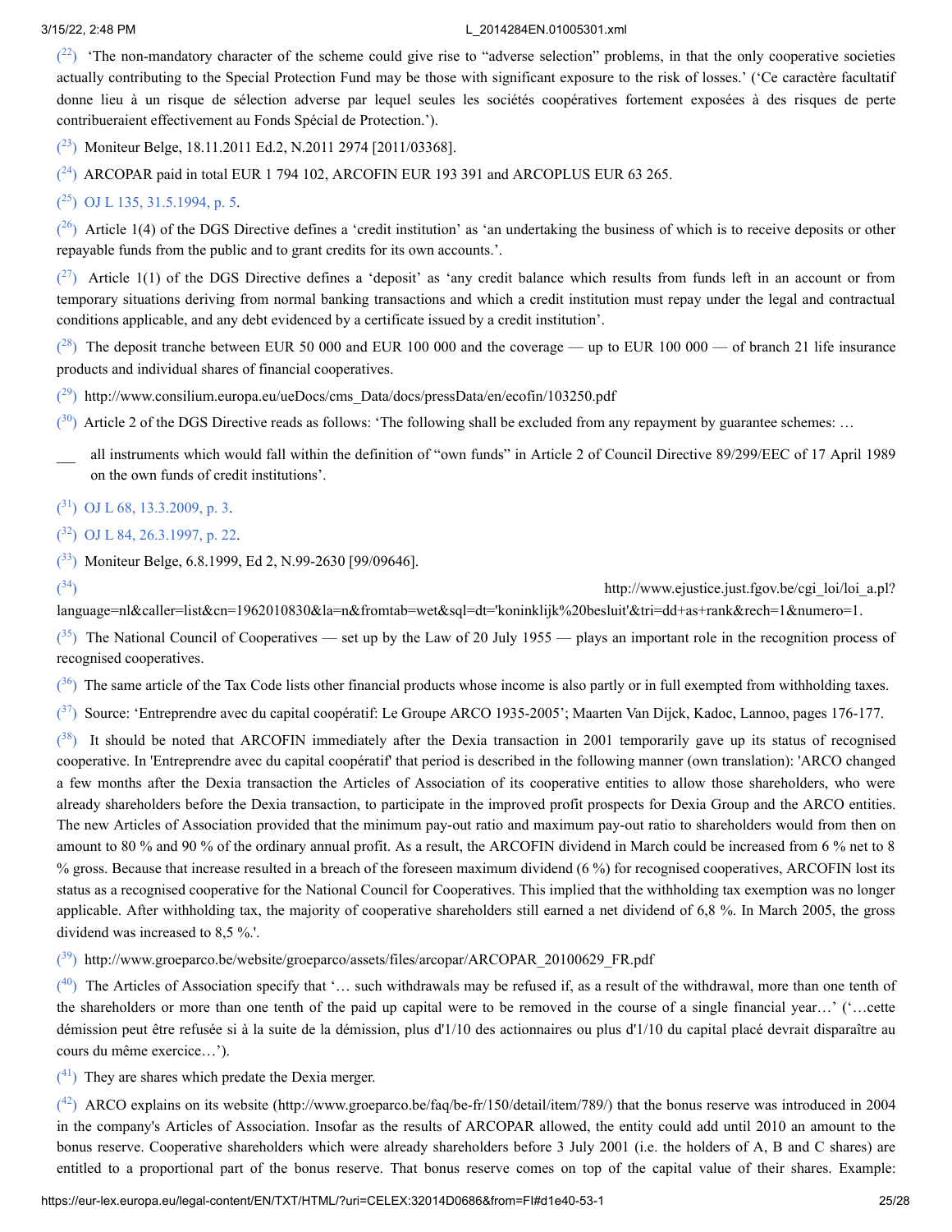([22]) 'The non-mandatory character of the scheme could give rise to "adverse selection" problems, in that the only cooperative societies actually contributing to the Special Protection Fund may be those with significant exposure to the risk of losses.' ('Ce caractère facultatif donne lieu à un risque de sélection adverse par lequel seules les sociétés coopératives fortement exposées à des risques de perte contribueraient effectivement au Fonds Spécial de Protection.').

([23]) Moniteur Belge, 18.11.2011 Ed.2, N.2011 2974 [2011/03368].

([24]) ARCOPAR paid in total EUR 1 794 102, ARCOFIN EUR 193 391 and ARCOPLUS EUR 63 265.

([25]) OJ L 135, 31.5.1994, p. 5.

([26]) Article 1(4) of the DGS Directive defines a 'credit institution' as 'an undertaking the business of which is to receive deposits or other repayable funds from the public and to grant credits for its own accounts.'.

([27]) Article 1(1) of the DGS Directive defines a 'deposit' as 'any credit balance which results from funds left in an account or from temporary situations deriving from normal banking transactions and which a credit institution must repay under the legal and contractual conditions applicable, and any debt evidenced by a certificate issued by a credit institution'.

([28]) The deposit tranche between EUR 50 000 and EUR 100 000 and the coverage — up to EUR 100 000 — of branch 21 life insurance products and individual shares of financial cooperatives.

([29]) http://www.consilium.europa.eu/ueDocs/cms_Data/docs/pressData/en/ecofin/103250.pdf

([30]) Article 2 of the DGS Directive reads as follows: 'The following shall be excluded from any repayment by guarantee schemes: …

— all instruments which would fall within the definition of "own funds" in Article 2 of Council Directive 89/299/EEC of 17 April 1989 on the own funds of credit institutions'.

([31]) OJ L 68, 13.3.2009, p. 3.

([32]) OJ L 84, 26.3.1997, p. 22.

([33]) Moniteur Belge, 6.8.1999, Ed 2, N.99-2630 [99/09646].

([34]) http://www.ejustice.just.fgov.be/cgi_loi/loi_a.pl?language=nl&caller=list&cn=1962010830&la=n&fromtab=wet&sql=dt='koninklijk%20besluit'&tri=dd+as+rank&rech=1&numero=1.

([35]) The National Council of Cooperatives — set up by the Law of 20 July 1955 — plays an important role in the recognition process of recognised cooperatives.

([36]) The same article of the Tax Code lists other financial products whose income is also partly or in full exempted from withholding taxes.

([37]) Source: 'Entreprendre avec du capital coopératif: Le Groupe ARCO 1935-2005'; Maarten Van Dijck, Kadoc, Lannoo, pages 176-177.

([38]) It should be noted that ARCOFIN immediately after the Dexia transaction in 2001 temporarily gave up its status of recognised cooperative. In 'Entreprendre avec du capital coopératif' that period is described in the following manner (own translation): 'ARCO changed a few months after the Dexia transaction the Articles of Association of its cooperative entities to allow those shareholders, who were already shareholders before the Dexia transaction, to participate in the improved profit prospects for Dexia Group and the ARCO entities. The new Articles of Association provided that the minimum pay-out ratio and maximum pay-out ratio to shareholders would from then on amount to 80 % and 90 % of the ordinary annual profit. As a result, the ARCOFIN dividend in March could be increased from 6 % net to 8 % gross. Because that increase resulted in a breach of the foreseen maximum dividend (6 %) for recognised cooperatives, ARCOFIN lost its status as a recognised cooperative for the National Council for Cooperatives. This implied that the withholding tax exemption was no longer applicable. After withholding tax, the majority of cooperative shareholders still earned a net dividend of 6,8 %. In March 2005, the gross dividend was increased to 8,5 %.'.

([39]) http://www.groeparco.be/website/groeparco/assets/files/arcopar/ARCOPAR_20100629_FR.pdf

([40]) The Articles of Association specify that '… such withdrawals may be refused if, as a result of the withdrawal, more than one tenth of the shareholders or more than one tenth of the paid up capital were to be removed in the course of a single financial year…' ('…cette démission peut être refusée si à la suite de la démission, plus d'1/10 des actionnaires ou plus d'1/10 du capital placé devrait disparaître au cours du même exercice…').

([41]) They are shares which predate the Dexia merger.

([42]) ARCO explains on its website (http://www.groeparco.be/faq/be-fr/150/detail/item/789/) that the bonus reserve was introduced in 2004 in the company's Articles of Association. Insofar as the results of ARCOPAR allowed, the entity could add until 2010 an amount to the bonus reserve. Cooperative shareholders which were already shareholders before 3 July 2001 (i.e. the holders of A, B and C shares) are entitled to a proportional part of the bonus reserve. That bonus reserve comes on top of the capital value of their shares. Example: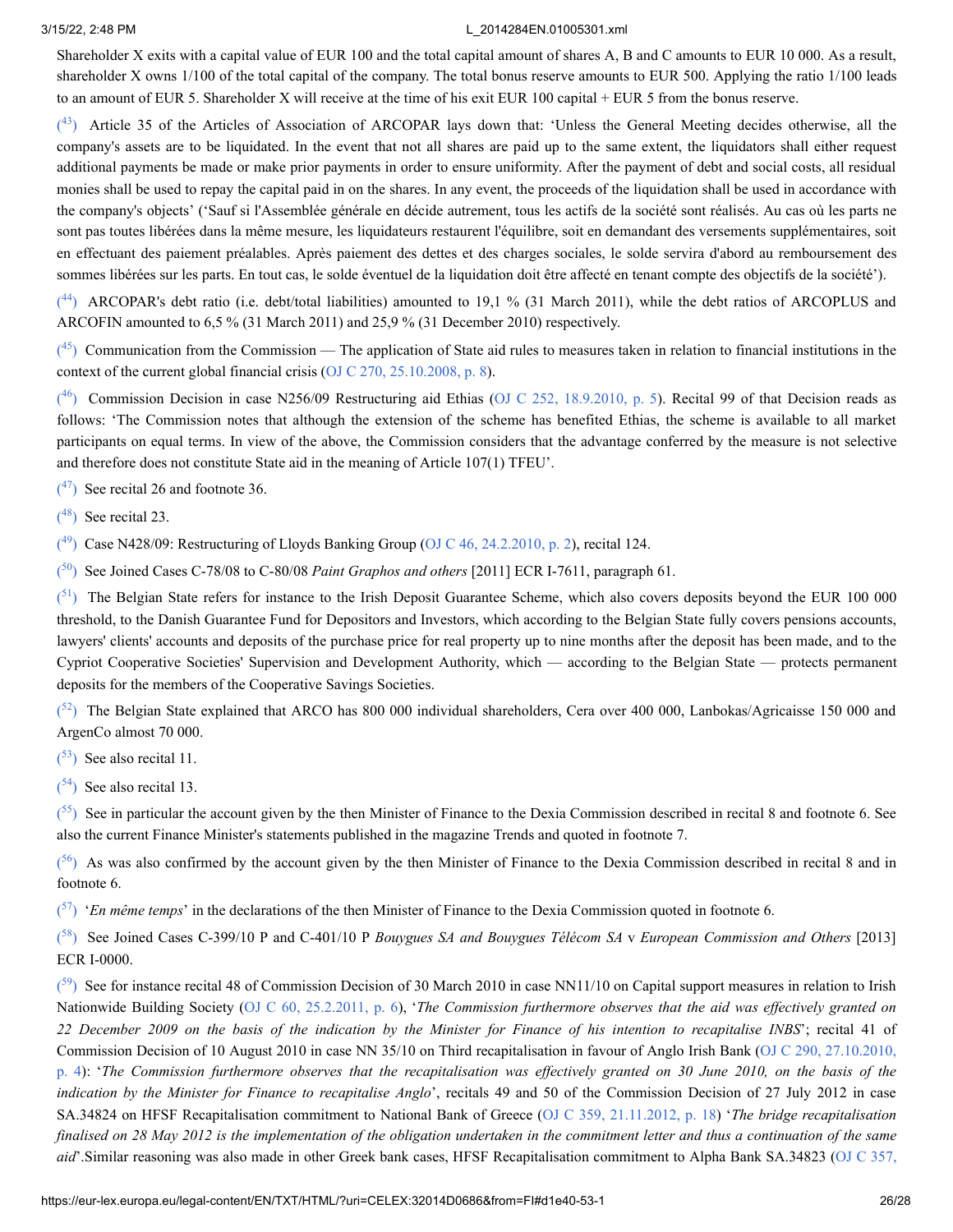Shareholder X exits with a capital value of EUR 100 and the total capital amount of shares A, B and C amounts to EUR 10 000. As a result, shareholder X owns 1/100 of the total capital of the company. The total bonus reserve amounts to EUR 500. Applying the ratio 1/100 leads to an amount of EUR 5. Shareholder X will receive at the time of his exit EUR 100 capital + EUR 5 from the bonus reserve.

([43]) Article 35 of the Articles of Association of ARCOPAR lays down that: 'Unless the General Meeting decides otherwise, all the company's assets are to be liquidated. In the event that not all shares are paid up to the same extent, the liquidators shall either request additional payments be made or make prior payments in order to ensure uniformity. After the payment of debt and social costs, all residual monies shall be used to repay the capital paid in on the shares. In any event, the proceeds of the liquidation shall be used in accordance with the company's objects' ('Sauf si l'Assemblée générale en décide autrement, tous les actifs de la société sont réalisés. Au cas où les parts ne sont pas toutes libérées dans la même mesure, les liquidateurs restaurent l'équilibre, soit en demandant des versements supplémentaires, soit en effectuant des paiement préalables. Après paiement des dettes et des charges sociales, le solde servira d'abord au remboursement des sommes libérées sur les parts. En tout cas, le solde éventuel de la liquidation doit être affecté en tenant compte des objectifs de la société').

([44]) ARCOPAR's debt ratio (i.e. debt/total liabilities) amounted to 19,1 % (31 March 2011), while the debt ratios of ARCOPLUS and ARCOFIN amounted to 6,5 % (31 March 2011) and 25,9 % (31 December 2010) respectively.

([45]) Communication from the Commission — The application of State aid rules to measures taken in relation to financial institutions in the context of the current global financial crisis (OJ C 270, 25.10.2008, p. 8).

([46]) Commission Decision in case N256/09 Restructuring aid Ethias (OJ C 252, 18.9.2010, p. 5). Recital 99 of that Decision reads as follows: 'The Commission notes that although the extension of the scheme has benefited Ethias, the scheme is available to all market participants on equal terms. In view of the above, the Commission considers that the advantage conferred by the measure is not selective and therefore does not constitute State aid in the meaning of Article 107(1) TFEU'.

([47]) See recital 26 and footnote 36.

([48]) See recital 23.

([49]) Case N428/09: Restructuring of Lloyds Banking Group (OJ C 46, 24.2.2010, p. 2), recital 124.

([50]) See Joined Cases C-78/08 to C-80/08 *Paint Graphos and others* [2011] ECR I-7611, paragraph 61.

([51]) The Belgian State refers for instance to the Irish Deposit Guarantee Scheme, which also covers deposits beyond the EUR 100 000 threshold, to the Danish Guarantee Fund for Depositors and Investors, which according to the Belgian State fully covers pensions accounts, lawyers' clients' accounts and deposits of the purchase price for real property up to nine months after the deposit has been made, and to the Cypriot Cooperative Societies' Supervision and Development Authority, which — according to the Belgian State — protects permanent deposits for the members of the Cooperative Savings Societies.

([52]) The Belgian State explained that ARCO has 800 000 individual shareholders, Cera over 400 000, Lanbokas/Agricaisse 150 000 and ArgenCo almost 70 000.

([53]) See also recital 11.

([54]) See also recital 13.

([55]) See in particular the account given by the then Minister of Finance to the Dexia Commission described in recital 8 and footnote 6. See also the current Finance Minister's statements published in the magazine Trends and quoted in footnote 7.

([56]) As was also confirmed by the account given by the then Minister of Finance to the Dexia Commission described in recital 8 and in footnote 6.

([57]) '*En même temps*' in the declarations of the then Minister of Finance to the Dexia Commission quoted in footnote 6.

([58]) See Joined Cases C-399/10 P and C-401/10 P *Bouygues SA and Bouygues Télécom SA* v *European Commission and Others* [2013] ECR I-0000.

([59]) See for instance recital 48 of Commission Decision of 30 March 2010 in case NN11/10 on Capital support measures in relation to Irish Nationwide Building Society (OJ C 60, 25.2.2011, p. 6), '*The Commission furthermore observes that the aid was effectively granted on 22 December 2009 on the basis of the indication by the Minister for Finance of his intention to recapitalise INBS*'; recital 41 of Commission Decision of 10 August 2010 in case NN 35/10 on Third recapitalisation in favour of Anglo Irish Bank (OJ C 290, 27.10.2010, p. 4): '*The Commission furthermore observes that the recapitalisation was effectively granted on 30 June 2010, on the basis of the indication by the Minister for Finance to recapitalise Anglo*', recitals 49 and 50 of the Commission Decision of 27 July 2012 in case SA.34824 on HFSF Recapitalisation commitment to National Bank of Greece (OJ C 359, 21.11.2012, p. 18) '*The bridge recapitalisation finalised on 28 May 2012 is the implementation of the obligation undertaken in the commitment letter and thus a continuation of the same aid*'.Similar reasoning was also made in other Greek bank cases, HFSF Recapitalisation commitment to Alpha Bank SA.34823 (OJ C 357,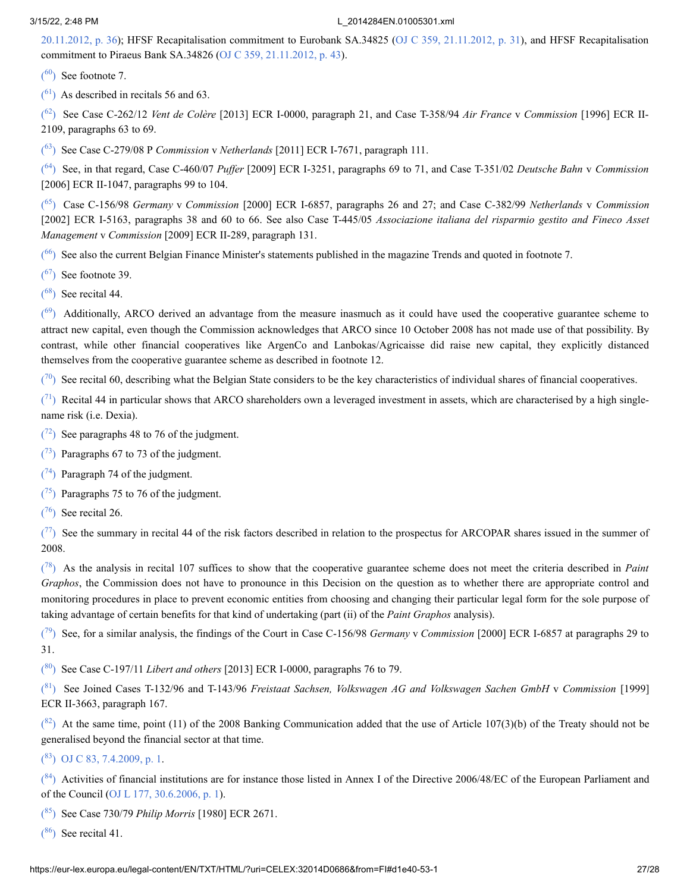20.11.2012, p. 36); HFSF Recapitalisation commitment to Eurobank SA.34825 (OJ C 359, 21.11.2012, p. 31), and HFSF Recapitalisation commitment to Piraeus Bank SA.34826 (OJ C 359, 21.11.2012, p. 43).

(60) See footnote 7.

(61) As described in recitals 56 and 63.

(62) See Case C-262/12 *Vent de Colère* [2013] ECR I-0000, paragraph 21, and Case T-358/94 *Air France* v *Commission* [1996] ECR II-2109, paragraphs 63 to 69.

(63) See Case C-279/08 P *Commission* v *Netherlands* [2011] ECR I-7671, paragraph 111.

(64) See, in that regard, Case C-460/07 *Puffer* [2009] ECR I-3251, paragraphs 69 to 71, and Case T-351/02 *Deutsche Bahn* v *Commission* [2006] ECR II-1047, paragraphs 99 to 104.

(65) Case C-156/98 *Germany* v *Commission* [2000] ECR I-6857, paragraphs 26 and 27; and Case C-382/99 *Netherlands* v *Commission* [2002] ECR I-5163, paragraphs 38 and 60 to 66. See also Case T-445/05 *Associazione italiana del risparmio gestito and Fineco Asset Management* v *Commission* [2009] ECR II-289, paragraph 131.

(66) See also the current Belgian Finance Minister's statements published in the magazine Trends and quoted in footnote 7.

(67) See footnote 39.

(68) See recital 44.

(69) Additionally, ARCO derived an advantage from the measure inasmuch as it could have used the cooperative guarantee scheme to attract new capital, even though the Commission acknowledges that ARCO since 10 October 2008 has not made use of that possibility. By contrast, while other financial cooperatives like ArgenCo and Lanbokas/Agricaisse did raise new capital, they explicitly distanced themselves from the cooperative guarantee scheme as described in footnote 12.

(70) See recital 60, describing what the Belgian State considers to be the key characteristics of individual shares of financial cooperatives.

(71) Recital 44 in particular shows that ARCO shareholders own a leveraged investment in assets, which are characterised by a high single-name risk (i.e. Dexia).

(72) See paragraphs 48 to 76 of the judgment.

(73) Paragraphs 67 to 73 of the judgment.

(74) Paragraph 74 of the judgment.

(75) Paragraphs 75 to 76 of the judgment.

(76) See recital 26.

(77) See the summary in recital 44 of the risk factors described in relation to the prospectus for ARCOPAR shares issued in the summer of 2008.

(78) As the analysis in recital 107 suffices to show that the cooperative guarantee scheme does not meet the criteria described in *Paint Graphos*, the Commission does not have to pronounce in this Decision on the question as to whether there are appropriate control and monitoring procedures in place to prevent economic entities from choosing and changing their particular legal form for the sole purpose of taking advantage of certain benefits for that kind of undertaking (part (ii) of the *Paint Graphos* analysis).

(79) See, for a similar analysis, the findings of the Court in Case C-156/98 *Germany* v *Commission* [2000] ECR I-6857 at paragraphs 29 to 31.

(80) See Case C-197/11 *Libert and others* [2013] ECR I-0000, paragraphs 76 to 79.

(81) See Joined Cases T-132/96 and T-143/96 *Freistaat Sachsen, Volkswagen AG and Volkswagen Sachen GmbH* v *Commission* [1999] ECR II-3663, paragraph 167.

(82) At the same time, point (11) of the 2008 Banking Communication added that the use of Article 107(3)(b) of the Treaty should not be generalised beyond the financial sector at that time.

(83) OJ C 83, 7.4.2009, p. 1.

(84) Activities of financial institutions are for instance those listed in Annex I of the Directive 2006/48/EC of the European Parliament and of the Council (OJ L 177, 30.6.2006, p. 1).

(85) See Case 730/79 *Philip Morris* [1980] ECR 2671.

(86) See recital 41.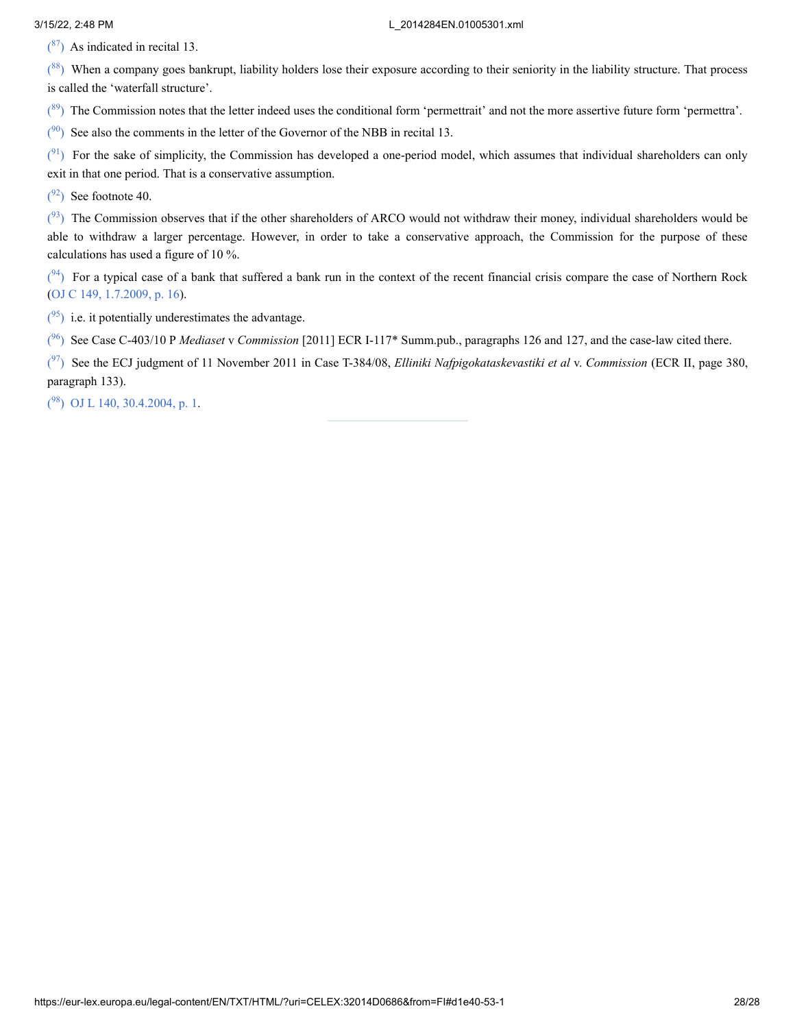([87]) As indicated in recital 13.

([88]) When a company goes bankrupt, liability holders lose their exposure according to their seniority in the liability structure. That process is called the 'waterfall structure'.

([89]) The Commission notes that the letter indeed uses the conditional form 'permettrait' and not the more assertive future form 'permettra'.

([90]) See also the comments in the letter of the Governor of the NBB in recital 13.

([91]) For the sake of simplicity, the Commission has developed a one-period model, which assumes that individual shareholders can only exit in that one period. That is a conservative assumption.

([92]) See footnote 40.

([93]) The Commission observes that if the other shareholders of ARCO would not withdraw their money, individual shareholders would be able to withdraw a larger percentage. However, in order to take a conservative approach, the Commission for the purpose of these calculations has used a figure of 10 %.

([94]) For a typical case of a bank that suffered a bank run in the context of the recent financial crisis compare the case of Northern Rock (OJ C 149, 1.7.2009, p. 16).

([95]) i.e. it potentially underestimates the advantage.

([96]) See Case C-403/10 P *Mediaset* v *Commission* [2011] ECR I-117* Summ.pub., paragraphs 126 and 127, and the case-law cited there.

([97]) See the ECJ judgment of 11 November 2011 in Case T-384/08, *Elliniki Nafpigokataskevastiki et al* v. *Commission* (ECR II, page 380, paragraph 133).

([98]) OJ L 140, 30.4.2004, p. 1.